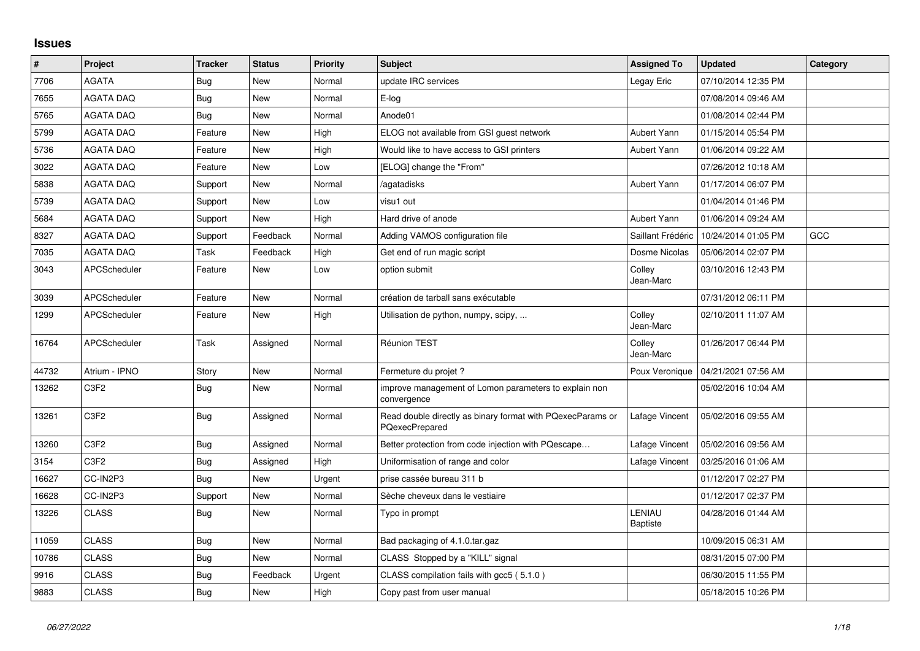## Issues

| # | Project | Tracker | Status | Priority | Subject | Assigned To | Updated | Category |
|---|---|---|---|---|---|---|---|---|
| 7706 | AGATA | Bug | New | Normal | update IRC services | Legay Eric | 07/10/2014 12:35 PM | |
| 7655 | AGATA DAQ | Bug | New | Normal | E-log | | 07/08/2014 09:46 AM | |
| 5765 | AGATA DAQ | Bug | New | Normal | Anode01 | | 01/08/2014 02:44 PM | |
| 5799 | AGATA DAQ | Feature | New | High | ELOG not available from GSI guest network | Aubert Yann | 01/15/2014 05:54 PM | |
| 5736 | AGATA DAQ | Feature | New | High | Would like to have access to GSI printers | Aubert Yann | 01/06/2014 09:22 AM | |
| 3022 | AGATA DAQ | Feature | New | Low | [ELOG] change the "From" | | 07/26/2012 10:18 AM | |
| 5838 | AGATA DAQ | Support | New | Normal | /agatadisks | Aubert Yann | 01/17/2014 06:07 PM | |
| 5739 | AGATA DAQ | Support | New | Low | visu1 out | | 01/04/2014 01:46 PM | |
| 5684 | AGATA DAQ | Support | New | High | Hard drive of anode | Aubert Yann | 01/06/2014 09:24 AM | |
| 8327 | AGATA DAQ | Support | Feedback | Normal | Adding VAMOS configuration file | Saillant Frédéric | 10/24/2014 01:05 PM | GCC |
| 7035 | AGATA DAQ | Task | Feedback | High | Get end of run magic script | Dosme Nicolas | 05/06/2014 02:07 PM | |
| 3043 | APCScheduler | Feature | New | Low | option submit | Colley Jean-Marc | 03/10/2016 12:43 PM | |
| 3039 | APCScheduler | Feature | New | Normal | création de tarball sans exécutable | | 07/31/2012 06:11 PM | |
| 1299 | APCScheduler | Feature | New | High | Utilisation de python, numpy, scipy, ... | Colley Jean-Marc | 02/10/2011 11:07 AM | |
| 16764 | APCScheduler | Task | Assigned | Normal | Réunion TEST | Colley Jean-Marc | 01/26/2017 06:44 PM | |
| 44732 | Atrium - IPNO | Story | New | Normal | Fermeture du projet ? | Poux Veronique | 04/21/2021 07:56 AM | |
| 13262 | C3F2 | Bug | New | Normal | improve management of Lomon parameters to explain non convergence | | 05/02/2016 10:04 AM | |
| 13261 | C3F2 | Bug | Assigned | Normal | Read double directly as binary format with PQexecParams or PQexecPrepared | Lafage Vincent | 05/02/2016 09:55 AM | |
| 13260 | C3F2 | Bug | Assigned | Normal | Better protection from code injection with PQescape… | Lafage Vincent | 05/02/2016 09:56 AM | |
| 3154 | C3F2 | Bug | Assigned | High | Uniformisation of range and color | Lafage Vincent | 03/25/2016 01:06 AM | |
| 16627 | CC-IN2P3 | Bug | New | Urgent | prise cassée bureau 311 b | | 01/12/2017 02:27 PM | |
| 16628 | CC-IN2P3 | Support | New | Normal | Sèche cheveux dans le vestiaire | | 01/12/2017 02:37 PM | |
| 13226 | CLASS | Bug | New | Normal | Typo in prompt | LENIAU Baptiste | 04/28/2016 01:44 AM | |
| 11059 | CLASS | Bug | New | Normal | Bad packaging of 4.1.0.tar.gaz | | 10/09/2015 06:31 AM | |
| 10786 | CLASS | Bug | New | Normal | CLASS Stopped by a "KILL" signal | | 08/31/2015 07:00 PM | |
| 9916 | CLASS | Bug | Feedback | Urgent | CLASS compilation fails with gcc5 ( 5.1.0 ) | | 06/30/2015 11:55 PM | |
| 9883 | CLASS | Bug | New | High | Copy past from user manual | | 05/18/2015 10:26 PM | |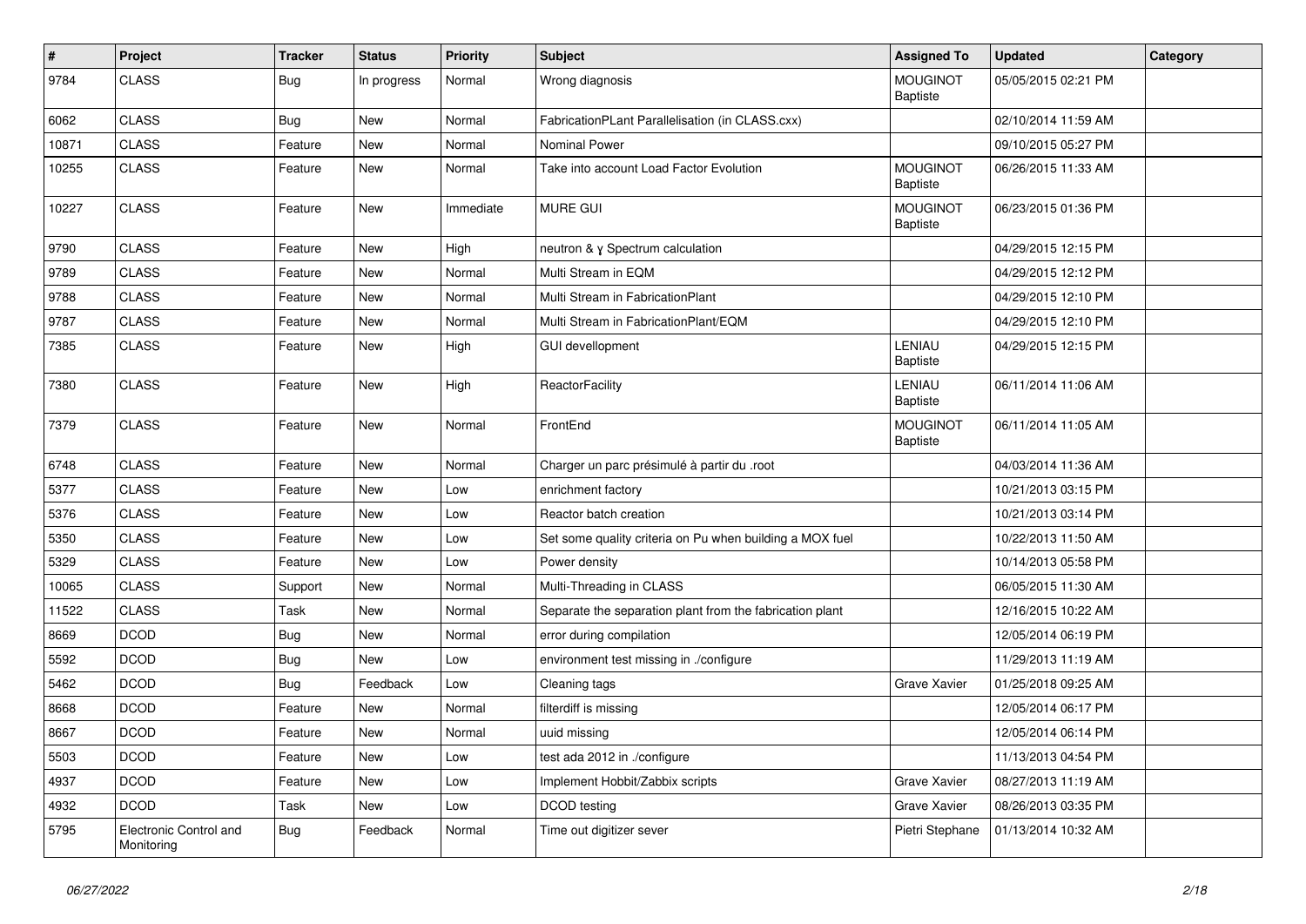| # | Project | Tracker | Status | Priority | Subject | Assigned To | Updated | Category |
|---|---|---|---|---|---|---|---|---|
| 9784 | CLASS | Bug | In progress | Normal | Wrong diagnosis | MOUGINOT Baptiste | 05/05/2015 02:21 PM | |
| 6062 | CLASS | Bug | New | Normal | FabricationPLant Parallelisation (in CLASS.cxx) | | 02/10/2014 11:59 AM | |
| 10871 | CLASS | Feature | New | Normal | Nominal Power | | 09/10/2015 05:27 PM | |
| 10255 | CLASS | Feature | New | Normal | Take into account Load Factor Evolution | MOUGINOT Baptiste | 06/26/2015 11:33 AM | |
| 10227 | CLASS | Feature | New | Immediate | MURE GUI | MOUGINOT Baptiste | 06/23/2015 01:36 PM | |
| 9790 | CLASS | Feature | New | High | neutron & ɣ Spectrum calculation | | 04/29/2015 12:15 PM | |
| 9789 | CLASS | Feature | New | Normal | Multi Stream in EQM | | 04/29/2015 12:12 PM | |
| 9788 | CLASS | Feature | New | Normal | Multi Stream in FabricationPlant | | 04/29/2015 12:10 PM | |
| 9787 | CLASS | Feature | New | Normal | Multi Stream in FabricationPlant/EQM | | 04/29/2015 12:10 PM | |
| 7385 | CLASS | Feature | New | High | GUI devellopment | LENIAU Baptiste | 04/29/2015 12:15 PM | |
| 7380 | CLASS | Feature | New | High | ReactorFacility | LENIAU Baptiste | 06/11/2014 11:06 AM | |
| 7379 | CLASS | Feature | New | Normal | FrontEnd | MOUGINOT Baptiste | 06/11/2014 11:05 AM | |
| 6748 | CLASS | Feature | New | Normal | Charger un parc présimulé à partir du .root | | 04/03/2014 11:36 AM | |
| 5377 | CLASS | Feature | New | Low | enrichment factory | | 10/21/2013 03:15 PM | |
| 5376 | CLASS | Feature | New | Low | Reactor batch creation | | 10/21/2013 03:14 PM | |
| 5350 | CLASS | Feature | New | Low | Set some quality criteria on Pu when building a MOX fuel | | 10/22/2013 11:50 AM | |
| 5329 | CLASS | Feature | New | Low | Power density | | 10/14/2013 05:58 PM | |
| 10065 | CLASS | Support | New | Normal | Multi-Threading in CLASS | | 06/05/2015 11:30 AM | |
| 11522 | CLASS | Task | New | Normal | Separate the separation plant from the fabrication plant | | 12/16/2015 10:22 AM | |
| 8669 | DCOD | Bug | New | Normal | error during compilation | | 12/05/2014 06:19 PM | |
| 5592 | DCOD | Bug | New | Low | environment test missing in ./configure | | 11/29/2013 11:19 AM | |
| 5462 | DCOD | Bug | Feedback | Low | Cleaning tags | Grave Xavier | 01/25/2018 09:25 AM | |
| 8668 | DCOD | Feature | New | Normal | filterdiff is missing | | 12/05/2014 06:17 PM | |
| 8667 | DCOD | Feature | New | Normal | uuid missing | | 12/05/2014 06:14 PM | |
| 5503 | DCOD | Feature | New | Low | test ada 2012 in ./configure | | 11/13/2013 04:54 PM | |
| 4937 | DCOD | Feature | New | Low | Implement Hobbit/Zabbix scripts | Grave Xavier | 08/27/2013 11:19 AM | |
| 4932 | DCOD | Task | New | Low | DCOD testing | Grave Xavier | 08/26/2013 03:35 PM | |
| 5795 | Electronic Control and Monitoring | Bug | Feedback | Normal | Time out digitizer sever | Pietri Stephane | 01/13/2014 10:32 AM | |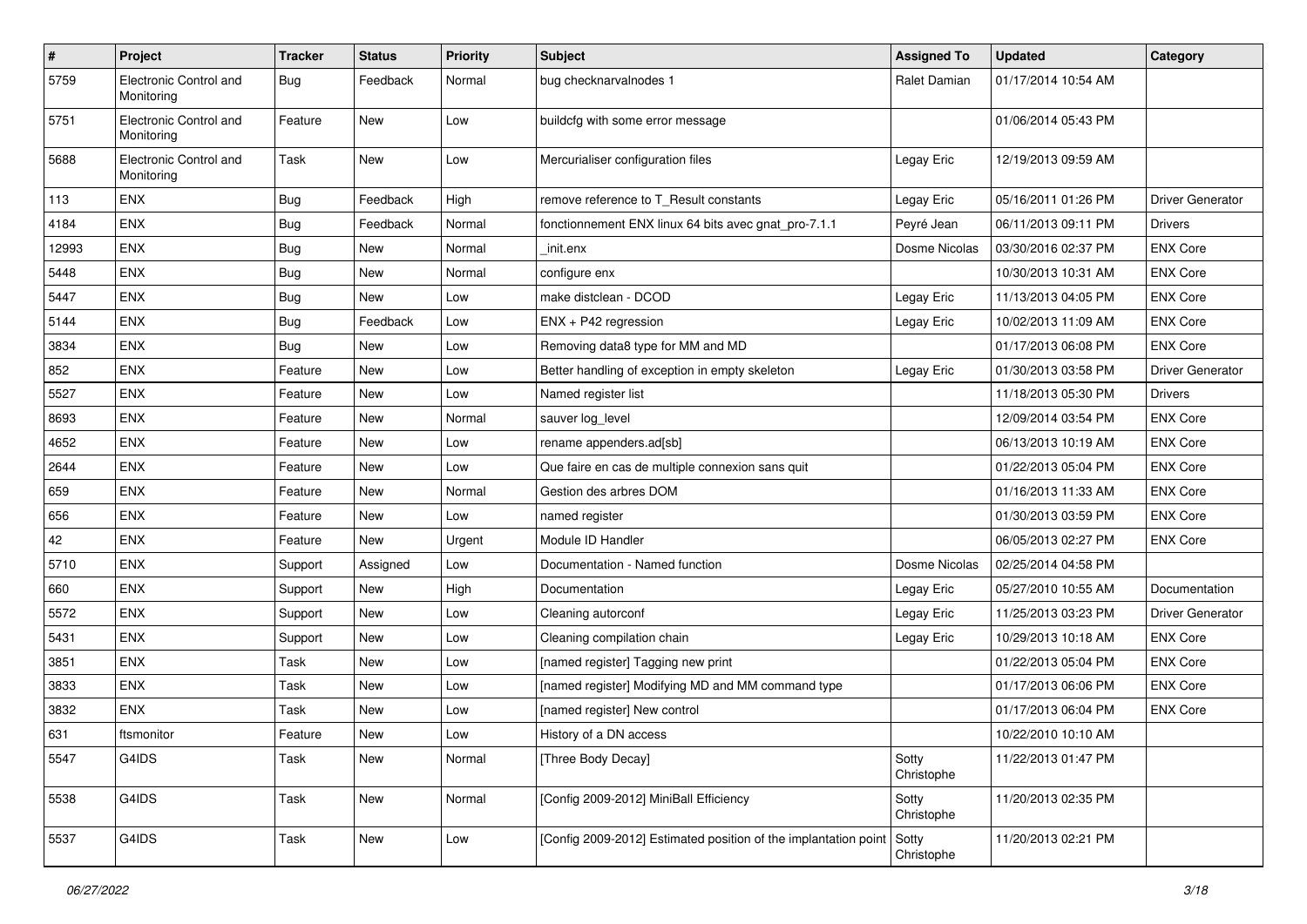| # | Project | Tracker | Status | Priority | Subject | Assigned To | Updated | Category |
|---|---|---|---|---|---|---|---|---|
| 5759 | Electronic Control and Monitoring | Bug | Feedback | Normal | bug checknarvalnodes 1 | Ralet Damian | 01/17/2014 10:54 AM | |
| 5751 | Electronic Control and Monitoring | Feature | New | Low | buildcfg with some error message | | 01/06/2014 05:43 PM | |
| 5688 | Electronic Control and Monitoring | Task | New | Low | Mercurialiser configuration files | Legay Eric | 12/19/2013 09:59 AM | |
| 113 | ENX | Bug | Feedback | High | remove reference to T_Result constants | Legay Eric | 05/16/2011 01:26 PM | Driver Generator |
| 4184 | ENX | Bug | Feedback | Normal | fonctionnement ENX linux 64 bits avec gnat_pro-7.1.1 | Peyré Jean | 06/11/2013 09:11 PM | Drivers |
| 12993 | ENX | Bug | New | Normal | _init.enx | Dosme Nicolas | 03/30/2016 02:37 PM | ENX Core |
| 5448 | ENX | Bug | New | Normal | configure enx | | 10/30/2013 10:31 AM | ENX Core |
| 5447 | ENX | Bug | New | Low | make distclean - DCOD | Legay Eric | 11/13/2013 04:05 PM | ENX Core |
| 5144 | ENX | Bug | Feedback | Low | ENX + P42 regression | Legay Eric | 10/02/2013 11:09 AM | ENX Core |
| 3834 | ENX | Bug | New | Low | Removing data8 type for MM and MD | | 01/17/2013 06:08 PM | ENX Core |
| 852 | ENX | Feature | New | Low | Better handling of exception in empty skeleton | Legay Eric | 01/30/2013 03:58 PM | Driver Generator |
| 5527 | ENX | Feature | New | Low | Named register list | | 11/18/2013 05:30 PM | Drivers |
| 8693 | ENX | Feature | New | Normal | sauver log_level | | 12/09/2014 03:54 PM | ENX Core |
| 4652 | ENX | Feature | New | Low | rename appenders.ad[sb] | | 06/13/2013 10:19 AM | ENX Core |
| 2644 | ENX | Feature | New | Low | Que faire en cas de multiple connexion sans quit | | 01/22/2013 05:04 PM | ENX Core |
| 659 | ENX | Feature | New | Normal | Gestion des arbres DOM | | 01/16/2013 11:33 AM | ENX Core |
| 656 | ENX | Feature | New | Low | named register | | 01/30/2013 03:59 PM | ENX Core |
| 42 | ENX | Feature | New | Urgent | Module ID Handler | | 06/05/2013 02:27 PM | ENX Core |
| 5710 | ENX | Support | Assigned | Low | Documentation - Named function | Dosme Nicolas | 02/25/2014 04:58 PM | |
| 660 | ENX | Support | New | High | Documentation | Legay Eric | 05/27/2010 10:55 AM | Documentation |
| 5572 | ENX | Support | New | Low | Cleaning autorconf | Legay Eric | 11/25/2013 03:23 PM | Driver Generator |
| 5431 | ENX | Support | New | Low | Cleaning compilation chain | Legay Eric | 10/29/2013 10:18 AM | ENX Core |
| 3851 | ENX | Task | New | Low | [named register] Tagging new print | | 01/22/2013 05:04 PM | ENX Core |
| 3833 | ENX | Task | New | Low | [named register] Modifying MD and MM command type | | 01/17/2013 06:06 PM | ENX Core |
| 3832 | ENX | Task | New | Low | [named register] New control | | 01/17/2013 06:04 PM | ENX Core |
| 631 | ftsmonitor | Feature | New | Low | History of a DN access | | 10/22/2010 10:10 AM | |
| 5547 | G4IDS | Task | New | Normal | [Three Body Decay] | Sotty Christophe | 11/22/2013 01:47 PM | |
| 5538 | G4IDS | Task | New | Normal | [Config 2009-2012] MiniBall Efficiency | Sotty Christophe | 11/20/2013 02:35 PM | |
| 5537 | G4IDS | Task | New | Low | [Config 2009-2012] Estimated position of the implantation point | Sotty Christophe | 11/20/2013 02:21 PM | |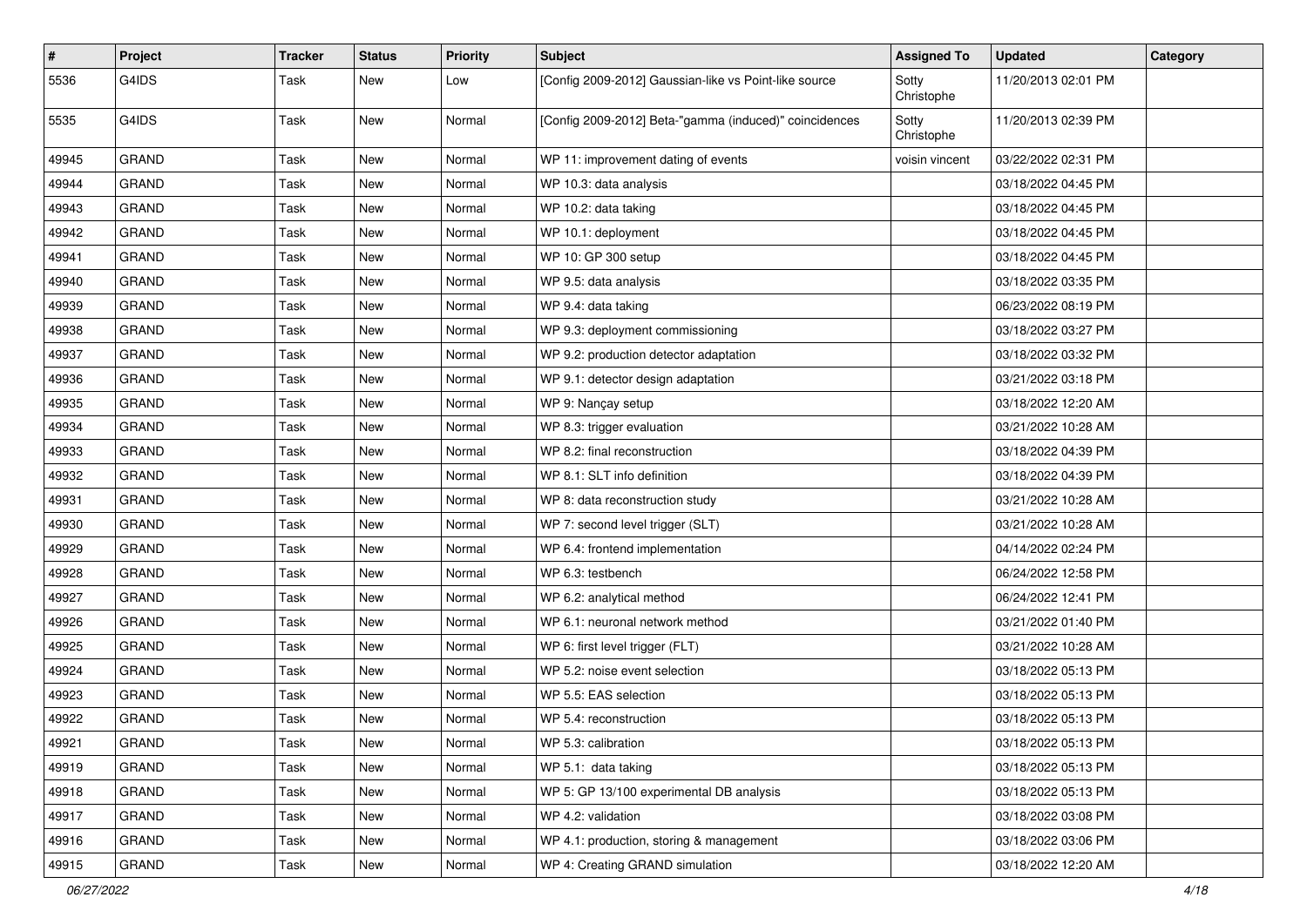| # | Project | Tracker | Status | Priority | Subject | Assigned To | Updated | Category |
|---|---|---|---|---|---|---|---|---|
| 5536 | G4IDS | Task | New | Low | [Config 2009-2012] Gaussian-like vs Point-like source | Sotty Christophe | 11/20/2013 02:01 PM | |
| 5535 | G4IDS | Task | New | Normal | [Config 2009-2012] Beta-"gamma (induced)" coincidences | Sotty Christophe | 11/20/2013 02:39 PM | |
| 49945 | GRAND | Task | New | Normal | WP 11: improvement dating of events | voisin vincent | 03/22/2022 02:31 PM | |
| 49944 | GRAND | Task | New | Normal | WP 10.3: data analysis | | 03/18/2022 04:45 PM | |
| 49943 | GRAND | Task | New | Normal | WP 10.2: data taking | | 03/18/2022 04:45 PM | |
| 49942 | GRAND | Task | New | Normal | WP 10.1: deployment | | 03/18/2022 04:45 PM | |
| 49941 | GRAND | Task | New | Normal | WP 10: GP 300 setup | | 03/18/2022 04:45 PM | |
| 49940 | GRAND | Task | New | Normal | WP 9.5: data analysis | | 03/18/2022 03:35 PM | |
| 49939 | GRAND | Task | New | Normal | WP 9.4: data taking | | 06/23/2022 08:19 PM | |
| 49938 | GRAND | Task | New | Normal | WP 9.3: deployment commissioning | | 03/18/2022 03:27 PM | |
| 49937 | GRAND | Task | New | Normal | WP 9.2: production detector adaptation | | 03/18/2022 03:32 PM | |
| 49936 | GRAND | Task | New | Normal | WP 9.1: detector design adaptation | | 03/21/2022 03:18 PM | |
| 49935 | GRAND | Task | New | Normal | WP 9: Nançay setup | | 03/18/2022 12:20 AM | |
| 49934 | GRAND | Task | New | Normal | WP 8.3: trigger evaluation | | 03/21/2022 10:28 AM | |
| 49933 | GRAND | Task | New | Normal | WP 8.2: final reconstruction | | 03/18/2022 04:39 PM | |
| 49932 | GRAND | Task | New | Normal | WP 8.1: SLT info definition | | 03/18/2022 04:39 PM | |
| 49931 | GRAND | Task | New | Normal | WP 8: data reconstruction study | | 03/21/2022 10:28 AM | |
| 49930 | GRAND | Task | New | Normal | WP 7: second level trigger (SLT) | | 03/21/2022 10:28 AM | |
| 49929 | GRAND | Task | New | Normal | WP 6.4: frontend implementation | | 04/14/2022 02:24 PM | |
| 49928 | GRAND | Task | New | Normal | WP 6.3: testbench | | 06/24/2022 12:58 PM | |
| 49927 | GRAND | Task | New | Normal | WP 6.2: analytical method | | 06/24/2022 12:41 PM | |
| 49926 | GRAND | Task | New | Normal | WP 6.1: neuronal network method | | 03/21/2022 01:40 PM | |
| 49925 | GRAND | Task | New | Normal | WP 6: first level trigger (FLT) | | 03/21/2022 10:28 AM | |
| 49924 | GRAND | Task | New | Normal | WP 5.2: noise event selection | | 03/18/2022 05:13 PM | |
| 49923 | GRAND | Task | New | Normal | WP 5.5: EAS selection | | 03/18/2022 05:13 PM | |
| 49922 | GRAND | Task | New | Normal | WP 5.4: reconstruction | | 03/18/2022 05:13 PM | |
| 49921 | GRAND | Task | New | Normal | WP 5.3: calibration | | 03/18/2022 05:13 PM | |
| 49919 | GRAND | Task | New | Normal | WP 5.1: data taking | | 03/18/2022 05:13 PM | |
| 49918 | GRAND | Task | New | Normal | WP 5: GP 13/100 experimental DB analysis | | 03/18/2022 05:13 PM | |
| 49917 | GRAND | Task | New | Normal | WP 4.2: validation | | 03/18/2022 03:08 PM | |
| 49916 | GRAND | Task | New | Normal | WP 4.1: production, storing & management | | 03/18/2022 03:06 PM | |
| 49915 | GRAND | Task | New | Normal | WP 4: Creating GRAND simulation | | 03/18/2022 12:20 AM | |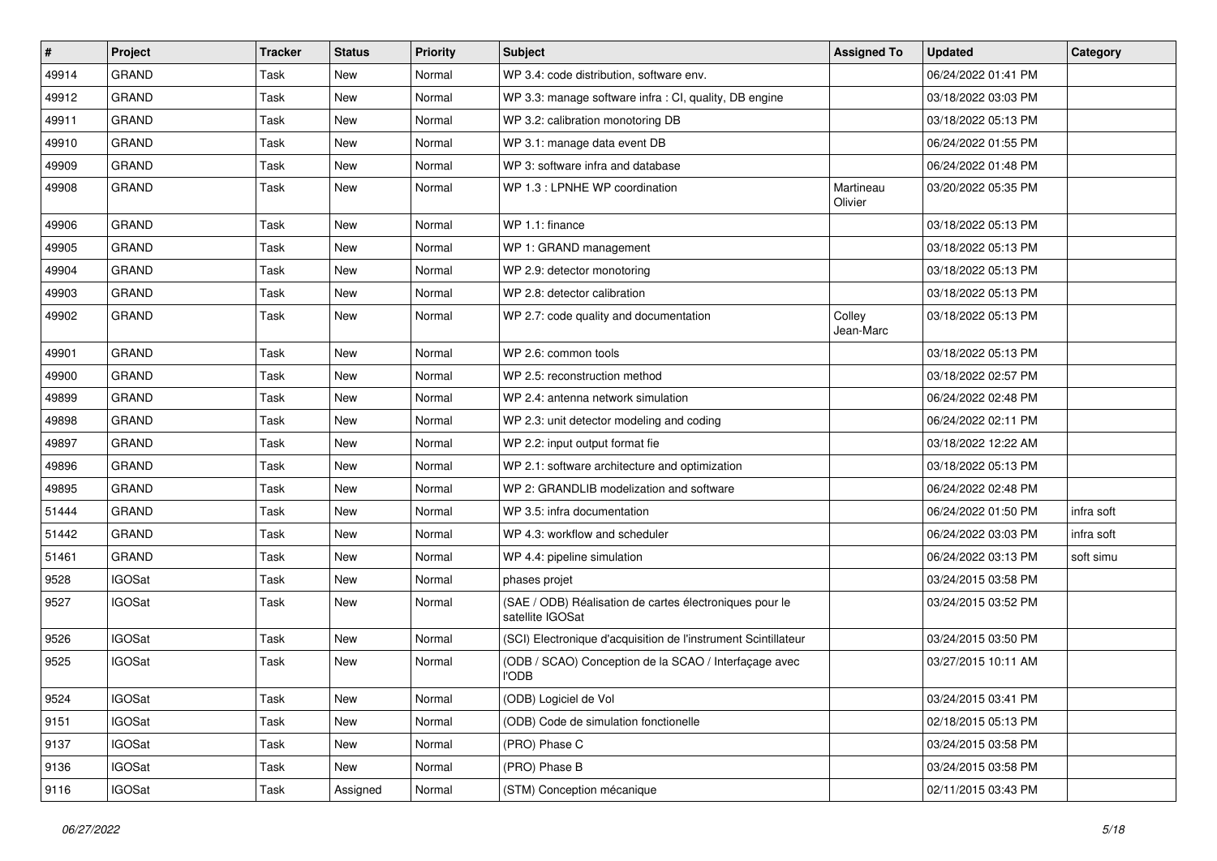| # | Project | Tracker | Status | Priority | Subject | Assigned To | Updated | Category |
|---|---|---|---|---|---|---|---|---|
| 49914 | GRAND | Task | New | Normal | WP 3.4: code distribution, software env. | | 06/24/2022 01:41 PM | |
| 49912 | GRAND | Task | New | Normal | WP 3.3: manage software infra : CI, quality, DB engine | | 03/18/2022 03:03 PM | |
| 49911 | GRAND | Task | New | Normal | WP 3.2: calibration monotoring DB | | 03/18/2022 05:13 PM | |
| 49910 | GRAND | Task | New | Normal | WP 3.1: manage data event DB | | 06/24/2022 01:55 PM | |
| 49909 | GRAND | Task | New | Normal | WP 3: software infra and database | | 06/24/2022 01:48 PM | |
| 49908 | GRAND | Task | New | Normal | WP 1.3 : LPNHE WP coordination | Martineau Olivier | 03/20/2022 05:35 PM | |
| 49906 | GRAND | Task | New | Normal | WP 1.1: finance | | 03/18/2022 05:13 PM | |
| 49905 | GRAND | Task | New | Normal | WP 1: GRAND management | | 03/18/2022 05:13 PM | |
| 49904 | GRAND | Task | New | Normal | WP 2.9: detector monotoring | | 03/18/2022 05:13 PM | |
| 49903 | GRAND | Task | New | Normal | WP 2.8: detector calibration | | 03/18/2022 05:13 PM | |
| 49902 | GRAND | Task | New | Normal | WP 2.7: code quality and documentation | Colley Jean-Marc | 03/18/2022 05:13 PM | |
| 49901 | GRAND | Task | New | Normal | WP 2.6: common tools | | 03/18/2022 05:13 PM | |
| 49900 | GRAND | Task | New | Normal | WP 2.5: reconstruction method | | 03/18/2022 02:57 PM | |
| 49899 | GRAND | Task | New | Normal | WP 2.4: antenna network simulation | | 06/24/2022 02:48 PM | |
| 49898 | GRAND | Task | New | Normal | WP 2.3: unit detector modeling and coding | | 06/24/2022 02:11 PM | |
| 49897 | GRAND | Task | New | Normal | WP 2.2: input output format fie | | 03/18/2022 12:22 AM | |
| 49896 | GRAND | Task | New | Normal | WP 2.1: software architecture and optimization | | 03/18/2022 05:13 PM | |
| 49895 | GRAND | Task | New | Normal | WP 2: GRANDLIB modelization and software | | 06/24/2022 02:48 PM | |
| 51444 | GRAND | Task | New | Normal | WP 3.5: infra documentation | | 06/24/2022 01:50 PM | infra soft |
| 51442 | GRAND | Task | New | Normal | WP 4.3: workflow and scheduler | | 06/24/2022 03:03 PM | infra soft |
| 51461 | GRAND | Task | New | Normal | WP 4.4: pipeline simulation | | 06/24/2022 03:13 PM | soft simu |
| 9528 | IGOSat | Task | New | Normal | phases projet | | 03/24/2015 03:58 PM | |
| 9527 | IGOSat | Task | New | Normal | (SAE / ODB) Réalisation de cartes électroniques pour le satellite IGOSat | | 03/24/2015 03:52 PM | |
| 9526 | IGOSat | Task | New | Normal | (SCI) Electronique d'acquisition de l'instrument Scintillateur | | 03/24/2015 03:50 PM | |
| 9525 | IGOSat | Task | New | Normal | (ODB / SCAO) Conception de la SCAO / Interfaçage avec l'ODB | | 03/27/2015 10:11 AM | |
| 9524 | IGOSat | Task | New | Normal | (ODB) Logiciel de Vol | | 03/24/2015 03:41 PM | |
| 9151 | IGOSat | Task | New | Normal | (ODB) Code de simulation fonctionelle | | 02/18/2015 05:13 PM | |
| 9137 | IGOSat | Task | New | Normal | (PRO) Phase C | | 03/24/2015 03:58 PM | |
| 9136 | IGOSat | Task | New | Normal | (PRO) Phase B | | 03/24/2015 03:58 PM | |
| 9116 | IGOSat | Task | Assigned | Normal | (STM) Conception mécanique | | 02/11/2015 03:43 PM | |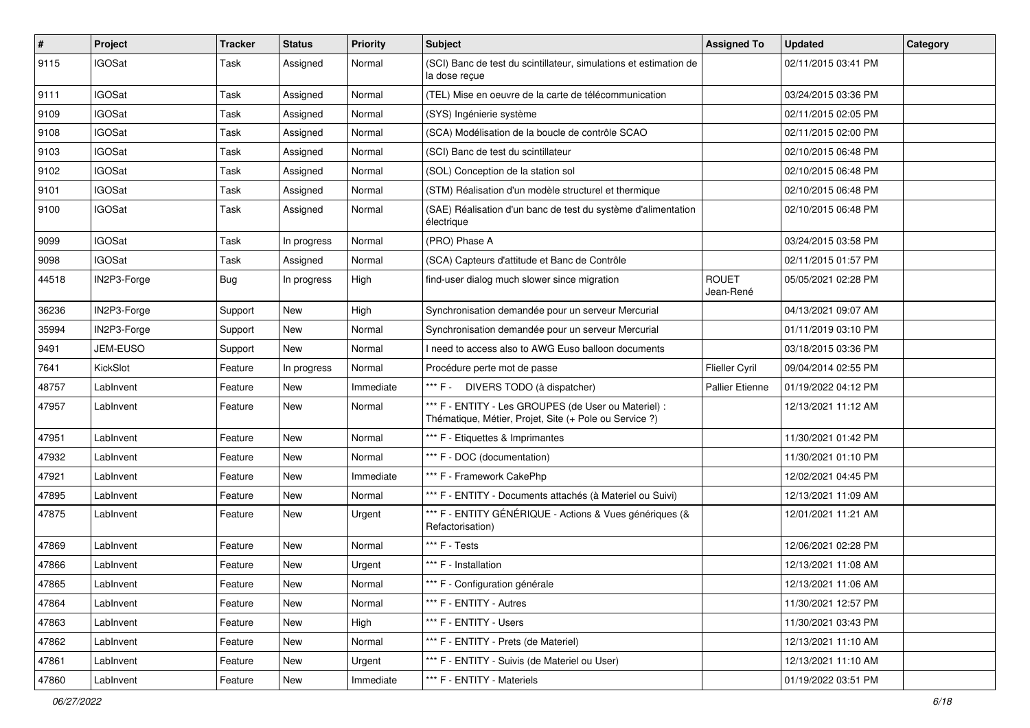| # | Project | Tracker | Status | Priority | Subject | Assigned To | Updated | Category |
|---|---|---|---|---|---|---|---|---|
| 9115 | IGOSat | Task | Assigned | Normal | (SCI) Banc de test du scintillateur, simulations et estimation de la dose reçue | | 02/11/2015 03:41 PM | |
| 9111 | IGOSat | Task | Assigned | Normal | (TEL) Mise en oeuvre de la carte de télécommunication | | 03/24/2015 03:36 PM | |
| 9109 | IGOSat | Task | Assigned | Normal | (SYS) Ingénierie système | | 02/11/2015 02:05 PM | |
| 9108 | IGOSat | Task | Assigned | Normal | (SCA) Modélisation de la boucle de contrôle SCAO | | 02/11/2015 02:00 PM | |
| 9103 | IGOSat | Task | Assigned | Normal | (SCI) Banc de test du scintillateur | | 02/10/2015 06:48 PM | |
| 9102 | IGOSat | Task | Assigned | Normal | (SOL) Conception de la station sol | | 02/10/2015 06:48 PM | |
| 9101 | IGOSat | Task | Assigned | Normal | (STM) Réalisation d'un modèle structurel et thermique | | 02/10/2015 06:48 PM | |
| 9100 | IGOSat | Task | Assigned | Normal | (SAE) Réalisation d'un banc de test du système d'alimentation électrique | | 02/10/2015 06:48 PM | |
| 9099 | IGOSat | Task | In progress | Normal | (PRO) Phase A | | 03/24/2015 03:58 PM | |
| 9098 | IGOSat | Task | Assigned | Normal | (SCA) Capteurs d'attitude et Banc de Contrôle | | 02/11/2015 01:57 PM | |
| 44518 | IN2P3-Forge | Bug | In progress | High | find-user dialog much slower since migration | ROUET Jean-René | 05/05/2021 02:28 PM | |
| 36236 | IN2P3-Forge | Support | New | High | Synchronisation demandée pour un serveur Mercurial | | 04/13/2021 09:07 AM | |
| 35994 | IN2P3-Forge | Support | New | Normal | Synchronisation demandée pour un serveur Mercurial | | 01/11/2019 03:10 PM | |
| 9491 | JEM-EUSO | Support | New | Normal | I need to access also to AWG Euso balloon documents | | 03/18/2015 03:36 PM | |
| 7641 | KickSlot | Feature | In progress | Normal | Procédure perte mot de passe | Flieller Cyril | 09/04/2014 02:55 PM | |
| 48757 | LabInvent | Feature | New | Immediate | *** F - DIVERS TODO (à dispatcher) | Pallier Etienne | 01/19/2022 04:12 PM | |
| 47957 | LabInvent | Feature | New | Normal | *** F - ENTITY - Les GROUPES (de User ou Materiel) : Thématique, Métier, Projet, Site (+ Pole ou Service ?) | | 12/13/2021 11:12 AM | |
| 47951 | LabInvent | Feature | New | Normal | *** F - Etiquettes & Imprimantes | | 11/30/2021 01:42 PM | |
| 47932 | LabInvent | Feature | New | Normal | *** F - DOC (documentation) | | 11/30/2021 01:10 PM | |
| 47921 | LabInvent | Feature | New | Immediate | *** F - Framework CakePhp | | 12/02/2021 04:45 PM | |
| 47895 | LabInvent | Feature | New | Normal | *** F - ENTITY - Documents attachés (à Materiel ou Suivi) | | 12/13/2021 11:09 AM | |
| 47875 | LabInvent | Feature | New | Urgent | *** F - ENTITY GÉNÉRIQUE - Actions & Vues génériques (& Refactorisation) | | 12/01/2021 11:21 AM | |
| 47869 | LabInvent | Feature | New | Normal | *** F - Tests | | 12/06/2021 02:28 PM | |
| 47866 | LabInvent | Feature | New | Urgent | *** F - Installation | | 12/13/2021 11:08 AM | |
| 47865 | LabInvent | Feature | New | Normal | *** F - Configuration générale | | 12/13/2021 11:06 AM | |
| 47864 | LabInvent | Feature | New | Normal | *** F - ENTITY - Autres | | 11/30/2021 12:57 PM | |
| 47863 | LabInvent | Feature | New | High | *** F - ENTITY - Users | | 11/30/2021 03:43 PM | |
| 47862 | LabInvent | Feature | New | Normal | *** F - ENTITY - Prets (de Materiel) | | 12/13/2021 11:10 AM | |
| 47861 | LabInvent | Feature | New | Urgent | *** F - ENTITY - Suivis (de Materiel ou User) | | 12/13/2021 11:10 AM | |
| 47860 | LabInvent | Feature | New | Immediate | *** F - ENTITY - Materiels | | 01/19/2022 03:51 PM | |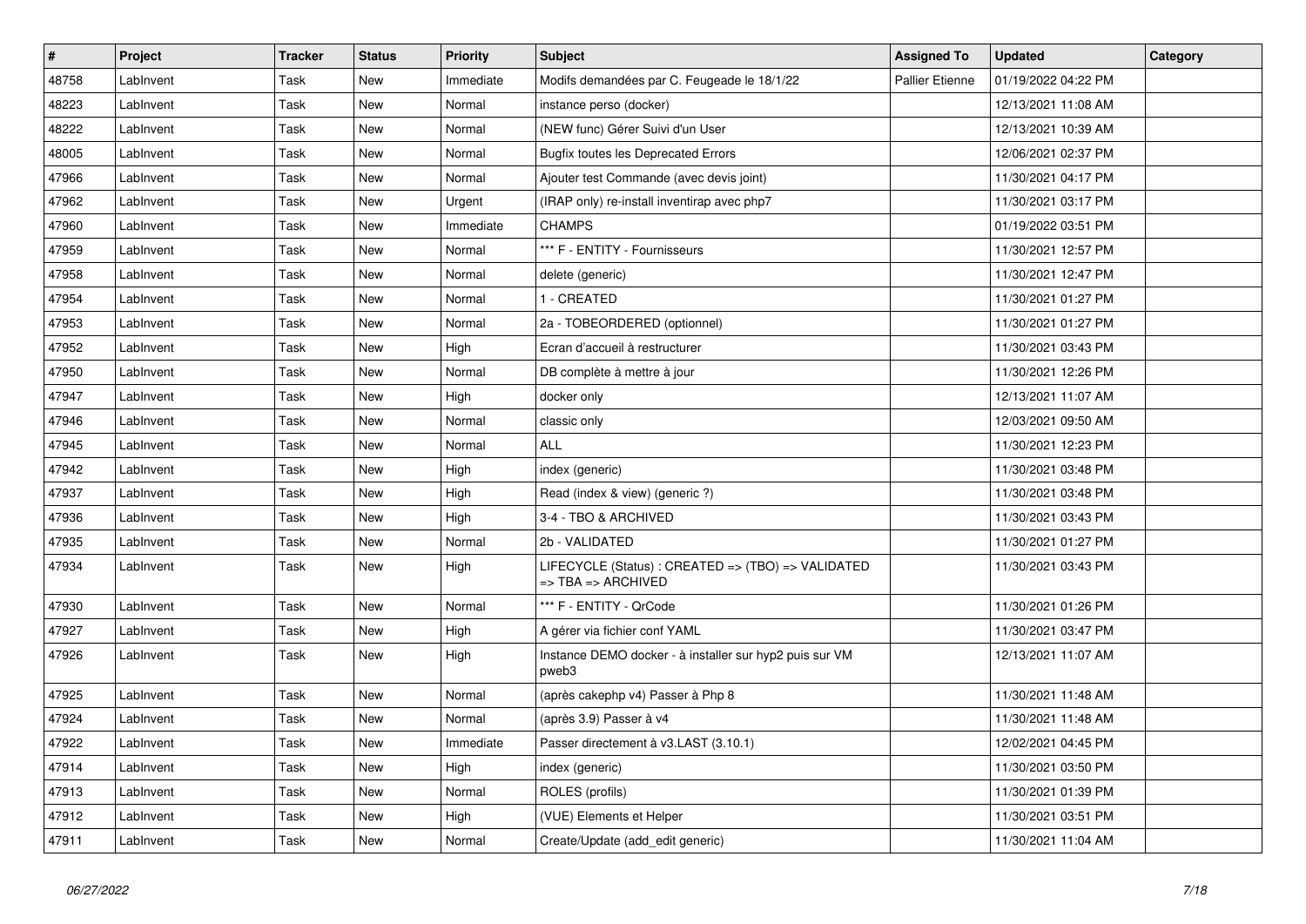| # | Project | Tracker | Status | Priority | Subject | Assigned To | Updated | Category |
|---|---|---|---|---|---|---|---|---|
| 48758 | LabInvent | Task | New | Immediate | Modifs demandées par C. Feugeade le 18/1/22 | Pallier Etienne | 01/19/2022 04:22 PM | |
| 48223 | LabInvent | Task | New | Normal | instance perso (docker) | | 12/13/2021 11:08 AM | |
| 48222 | LabInvent | Task | New | Normal | (NEW func) Gérer Suivi d'un User | | 12/13/2021 10:39 AM | |
| 48005 | LabInvent | Task | New | Normal | Bugfix toutes les Deprecated Errors | | 12/06/2021 02:37 PM | |
| 47966 | LabInvent | Task | New | Normal | Ajouter test Commande (avec devis joint) | | 11/30/2021 04:17 PM | |
| 47962 | LabInvent | Task | New | Urgent | (IRAP only) re-install inventirap avec php7 | | 11/30/2021 03:17 PM | |
| 47960 | LabInvent | Task | New | Immediate | CHAMPS | | 01/19/2022 03:51 PM | |
| 47959 | LabInvent | Task | New | Normal | *** F - ENTITY - Fournisseurs | | 11/30/2021 12:57 PM | |
| 47958 | LabInvent | Task | New | Normal | delete (generic) | | 11/30/2021 12:47 PM | |
| 47954 | LabInvent | Task | New | Normal | 1 - CREATED | | 11/30/2021 01:27 PM | |
| 47953 | LabInvent | Task | New | Normal | 2a - TOBEORDERED (optionnel) | | 11/30/2021 01:27 PM | |
| 47952 | LabInvent | Task | New | High | Ecran d'accueil à restructurer | | 11/30/2021 03:43 PM | |
| 47950 | LabInvent | Task | New | Normal | DB complète à mettre à jour | | 11/30/2021 12:26 PM | |
| 47947 | LabInvent | Task | New | High | docker only | | 12/13/2021 11:07 AM | |
| 47946 | LabInvent | Task | New | Normal | classic only | | 12/03/2021 09:50 AM | |
| 47945 | LabInvent | Task | New | Normal | ALL | | 11/30/2021 12:23 PM | |
| 47942 | LabInvent | Task | New | High | index (generic) | | 11/30/2021 03:48 PM | |
| 47937 | LabInvent | Task | New | High | Read (index & view) (generic ?) | | 11/30/2021 03:48 PM | |
| 47936 | LabInvent | Task | New | High | 3-4 - TBO & ARCHIVED | | 11/30/2021 03:43 PM | |
| 47935 | LabInvent | Task | New | Normal | 2b - VALIDATED | | 11/30/2021 01:27 PM | |
| 47934 | LabInvent | Task | New | High | LIFECYCLE (Status) : CREATED => (TBO) => VALIDATED => TBA => ARCHIVED | | 11/30/2021 03:43 PM | |
| 47930 | LabInvent | Task | New | Normal | *** F - ENTITY - QrCode | | 11/30/2021 01:26 PM | |
| 47927 | LabInvent | Task | New | High | A gérer via fichier conf YAML | | 11/30/2021 03:47 PM | |
| 47926 | LabInvent | Task | New | High | Instance DEMO docker - à installer sur hyp2 puis sur VM pweb3 | | 12/13/2021 11:07 AM | |
| 47925 | LabInvent | Task | New | Normal | (après cakephp v4) Passer à Php 8 | | 11/30/2021 11:48 AM | |
| 47924 | LabInvent | Task | New | Normal | (après 3.9) Passer à v4 | | 11/30/2021 11:48 AM | |
| 47922 | LabInvent | Task | New | Immediate | Passer directement à v3.LAST (3.10.1) | | 12/02/2021 04:45 PM | |
| 47914 | LabInvent | Task | New | High | index (generic) | | 11/30/2021 03:50 PM | |
| 47913 | LabInvent | Task | New | Normal | ROLES (profils) | | 11/30/2021 01:39 PM | |
| 47912 | LabInvent | Task | New | High | (VUE) Elements et Helper | | 11/30/2021 03:51 PM | |
| 47911 | LabInvent | Task | New | Normal | Create/Update (add_edit generic) | | 11/30/2021 11:04 AM | |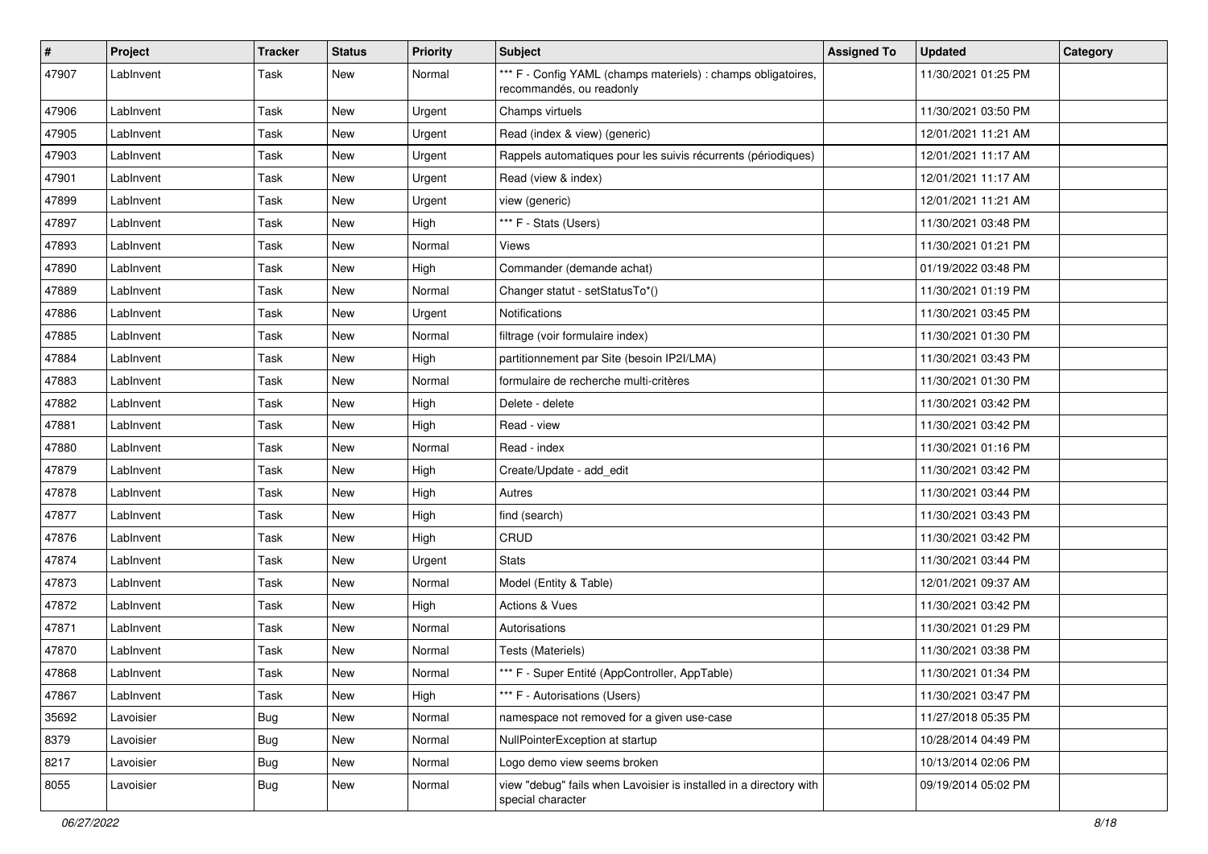| # | Project | Tracker | Status | Priority | Subject | Assigned To | Updated | Category |
|---|---|---|---|---|---|---|---|---|
| 47907 | LabInvent | Task | New | Normal | *** F - Config YAML (champs materiels) : champs obligatoires, recommandés, ou readonly | | 11/30/2021 01:25 PM | |
| 47906 | LabInvent | Task | New | Urgent | Champs virtuels | | 11/30/2021 03:50 PM | |
| 47905 | LabInvent | Task | New | Urgent | Read (index & view) (generic) | | 12/01/2021 11:21 AM | |
| 47903 | LabInvent | Task | New | Urgent | Rappels automatiques pour les suivis récurrents (périodiques) | | 12/01/2021 11:17 AM | |
| 47901 | LabInvent | Task | New | Urgent | Read (view & index) | | 12/01/2021 11:17 AM | |
| 47899 | LabInvent | Task | New | Urgent | view (generic) | | 12/01/2021 11:21 AM | |
| 47897 | LabInvent | Task | New | High | *** F - Stats (Users) | | 11/30/2021 03:48 PM | |
| 47893 | LabInvent | Task | New | Normal | Views | | 11/30/2021 01:21 PM | |
| 47890 | LabInvent | Task | New | High | Commander (demande achat) | | 01/19/2022 03:48 PM | |
| 47889 | LabInvent | Task | New | Normal | Changer statut - setStatusTo*() | | 11/30/2021 01:19 PM | |
| 47886 | LabInvent | Task | New | Urgent | Notifications | | 11/30/2021 03:45 PM | |
| 47885 | LabInvent | Task | New | Normal | filtrage (voir formulaire index) | | 11/30/2021 01:30 PM | |
| 47884 | LabInvent | Task | New | High | partitionnement par Site (besoin IP2I/LMA) | | 11/30/2021 03:43 PM | |
| 47883 | LabInvent | Task | New | Normal | formulaire de recherche multi-critères | | 11/30/2021 01:30 PM | |
| 47882 | LabInvent | Task | New | High | Delete - delete | | 11/30/2021 03:42 PM | |
| 47881 | LabInvent | Task | New | High | Read - view | | 11/30/2021 03:42 PM | |
| 47880 | LabInvent | Task | New | Normal | Read - index | | 11/30/2021 01:16 PM | |
| 47879 | LabInvent | Task | New | High | Create/Update - add_edit | | 11/30/2021 03:42 PM | |
| 47878 | LabInvent | Task | New | High | Autres | | 11/30/2021 03:44 PM | |
| 47877 | LabInvent | Task | New | High | find (search) | | 11/30/2021 03:43 PM | |
| 47876 | LabInvent | Task | New | High | CRUD | | 11/30/2021 03:42 PM | |
| 47874 | LabInvent | Task | New | Urgent | Stats | | 11/30/2021 03:44 PM | |
| 47873 | LabInvent | Task | New | Normal | Model (Entity & Table) | | 12/01/2021 09:37 AM | |
| 47872 | LabInvent | Task | New | High | Actions & Vues | | 11/30/2021 03:42 PM | |
| 47871 | LabInvent | Task | New | Normal | Autorisations | | 11/30/2021 01:29 PM | |
| 47870 | LabInvent | Task | New | Normal | Tests (Materiels) | | 11/30/2021 03:38 PM | |
| 47868 | LabInvent | Task | New | Normal | *** F - Super Entité (AppController, AppTable) | | 11/30/2021 01:34 PM | |
| 47867 | LabInvent | Task | New | High | *** F - Autorisations (Users) | | 11/30/2021 03:47 PM | |
| 35692 | Lavoisier | Bug | New | Normal | namespace not removed for a given use-case | | 11/27/2018 05:35 PM | |
| 8379 | Lavoisier | Bug | New | Normal | NullPointerException at startup | | 10/28/2014 04:49 PM | |
| 8217 | Lavoisier | Bug | New | Normal | Logo demo view seems broken | | 10/13/2014 02:06 PM | |
| 8055 | Lavoisier | Bug | New | Normal | view "debug" fails when Lavoisier is installed in a directory with special character | | 09/19/2014 05:02 PM | |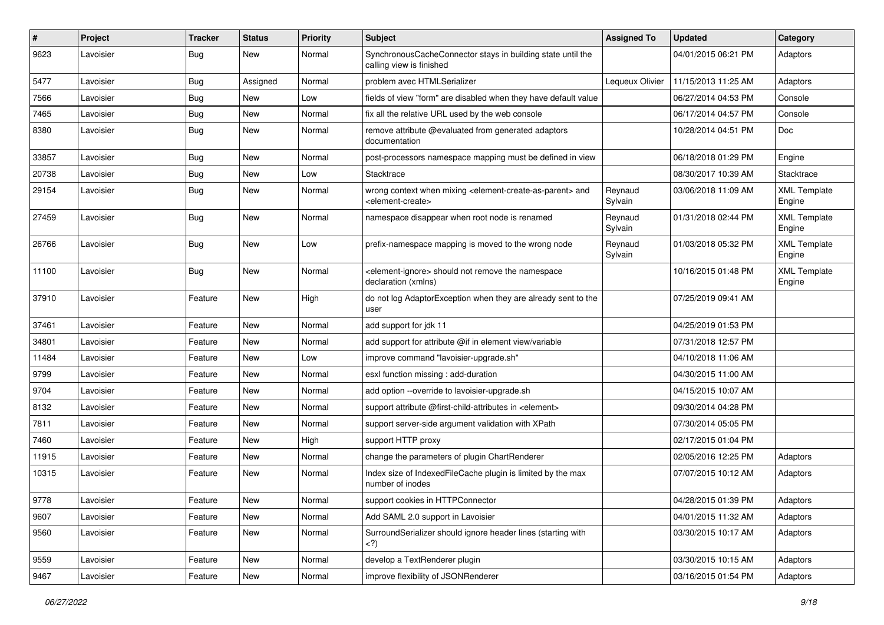| # | Project | Tracker | Status | Priority | Subject | Assigned To | Updated | Category |
|---|---|---|---|---|---|---|---|---|
| 9623 | Lavoisier | Bug | New | Normal | SynchronousCacheConnector stays in building state until the calling view is finished | | 04/01/2015 06:21 PM | Adaptors |
| 5477 | Lavoisier | Bug | Assigned | Normal | problem avec HTMLSerializer | Lequeux Olivier | 11/15/2013 11:25 AM | Adaptors |
| 7566 | Lavoisier | Bug | New | Low | fields of view "form" are disabled when they have default value | | 06/27/2014 04:53 PM | Console |
| 7465 | Lavoisier | Bug | New | Normal | fix all the relative URL used by the web console | | 06/17/2014 04:57 PM | Console |
| 8380 | Lavoisier | Bug | New | Normal | remove attribute @evaluated from generated adaptors documentation | | 10/28/2014 04:51 PM | Doc |
| 33857 | Lavoisier | Bug | New | Normal | post-processors namespace mapping must be defined in view | | 06/18/2018 01:29 PM | Engine |
| 20738 | Lavoisier | Bug | New | Low | Stacktrace | | 08/30/2017 10:39 AM | Stacktrace |
| 29154 | Lavoisier | Bug | New | Normal | wrong context when mixing <element-create-as-parent> and <element-create> | Reynaud Sylvain | 03/06/2018 11:09 AM | XML Template Engine |
| 27459 | Lavoisier | Bug | New | Normal | namespace disappear when root node is renamed | Reynaud Sylvain | 01/31/2018 02:44 PM | XML Template Engine |
| 26766 | Lavoisier | Bug | New | Low | prefix-namespace mapping is moved to the wrong node | Reynaud Sylvain | 01/03/2018 05:32 PM | XML Template Engine |
| 11100 | Lavoisier | Bug | New | Normal | <element-ignore> should not remove the namespace declaration (xmlns) | | 10/16/2015 01:48 PM | XML Template Engine |
| 37910 | Lavoisier | Feature | New | High | do not log AdaptorException when they are already sent to the user | | 07/25/2019 09:41 AM | |
| 37461 | Lavoisier | Feature | New | Normal | add support for jdk 11 | | 04/25/2019 01:53 PM | |
| 34801 | Lavoisier | Feature | New | Normal | add support for attribute @if in element view/variable | | 07/31/2018 12:57 PM | |
| 11484 | Lavoisier | Feature | New | Low | improve command "lavoisier-upgrade.sh" | | 04/10/2018 11:06 AM | |
| 9799 | Lavoisier | Feature | New | Normal | esxl function missing : add-duration | | 04/30/2015 11:00 AM | |
| 9704 | Lavoisier | Feature | New | Normal | add option --override to lavoisier-upgrade.sh | | 04/15/2015 10:07 AM | |
| 8132 | Lavoisier | Feature | New | Normal | support attribute @first-child-attributes in <element> | | 09/30/2014 04:28 PM | |
| 7811 | Lavoisier | Feature | New | Normal | support server-side argument validation with XPath | | 07/30/2014 05:05 PM | |
| 7460 | Lavoisier | Feature | New | High | support HTTP proxy | | 02/17/2015 01:04 PM | |
| 11915 | Lavoisier | Feature | New | Normal | change the parameters of plugin ChartRenderer | | 02/05/2016 12:25 PM | Adaptors |
| 10315 | Lavoisier | Feature | New | Normal | Index size of IndexedFileCache plugin is limited by the max number of inodes | | 07/07/2015 10:12 AM | Adaptors |
| 9778 | Lavoisier | Feature | New | Normal | support cookies in HTTPConnector | | 04/28/2015 01:39 PM | Adaptors |
| 9607 | Lavoisier | Feature | New | Normal | Add SAML 2.0 support in Lavoisier | | 04/01/2015 11:32 AM | Adaptors |
| 9560 | Lavoisier | Feature | New | Normal | SurroundSerializer should ignore header lines (starting with <?) | | 03/30/2015 10:17 AM | Adaptors |
| 9559 | Lavoisier | Feature | New | Normal | develop a TextRenderer plugin | | 03/30/2015 10:15 AM | Adaptors |
| 9467 | Lavoisier | Feature | New | Normal | improve flexibility of JSONRenderer | | 03/16/2015 01:54 PM | Adaptors |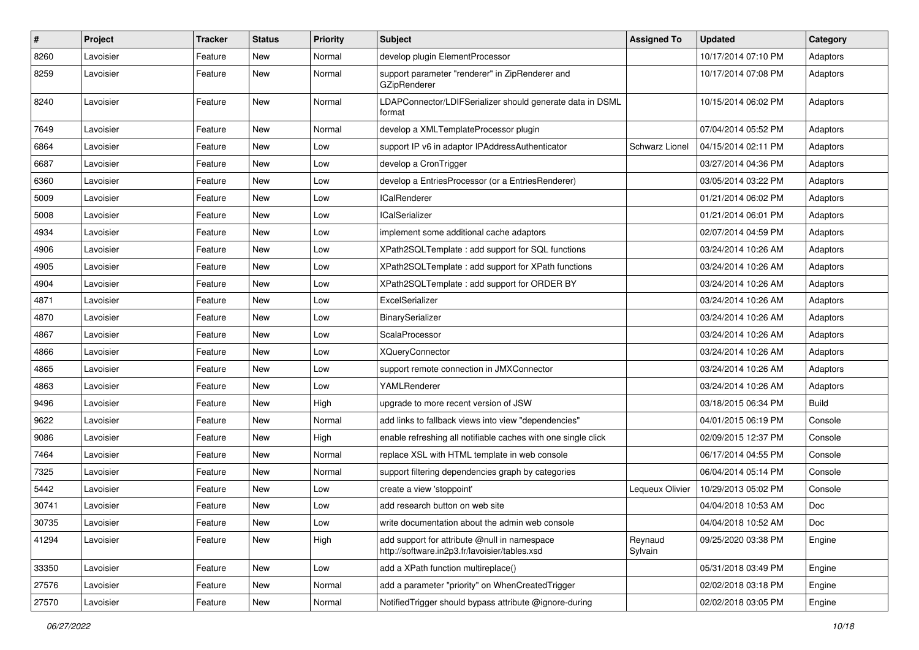| # | Project | Tracker | Status | Priority | Subject | Assigned To | Updated | Category |
|---|---|---|---|---|---|---|---|---|
| 8260 | Lavoisier | Feature | New | Normal | develop plugin ElementProcessor | | 10/17/2014 07:10 PM | Adaptors |
| 8259 | Lavoisier | Feature | New | Normal | support parameter "renderer" in ZipRenderer and GZipRenderer | | 10/17/2014 07:08 PM | Adaptors |
| 8240 | Lavoisier | Feature | New | Normal | LDAPConnector/LDIFSerializer should generate data in DSML format | | 10/15/2014 06:02 PM | Adaptors |
| 7649 | Lavoisier | Feature | New | Normal | develop a XMLTemplateProcessor plugin | | 07/04/2014 05:52 PM | Adaptors |
| 6864 | Lavoisier | Feature | New | Low | support IP v6 in adaptor IPAddressAuthenticator | Schwarz Lionel | 04/15/2014 02:11 PM | Adaptors |
| 6687 | Lavoisier | Feature | New | Low | develop a CronTrigger | | 03/27/2014 04:36 PM | Adaptors |
| 6360 | Lavoisier | Feature | New | Low | develop a EntriesProcessor (or a EntriesRenderer) | | 03/05/2014 03:22 PM | Adaptors |
| 5009 | Lavoisier | Feature | New | Low | ICalRenderer | | 01/21/2014 06:02 PM | Adaptors |
| 5008 | Lavoisier | Feature | New | Low | ICalSerializer | | 01/21/2014 06:01 PM | Adaptors |
| 4934 | Lavoisier | Feature | New | Low | implement some additional cache adaptors | | 02/07/2014 04:59 PM | Adaptors |
| 4906 | Lavoisier | Feature | New | Low | XPath2SQLTemplate : add support for SQL functions | | 03/24/2014 10:26 AM | Adaptors |
| 4905 | Lavoisier | Feature | New | Low | XPath2SQLTemplate : add support for XPath functions | | 03/24/2014 10:26 AM | Adaptors |
| 4904 | Lavoisier | Feature | New | Low | XPath2SQLTemplate : add support for ORDER BY | | 03/24/2014 10:26 AM | Adaptors |
| 4871 | Lavoisier | Feature | New | Low | ExcelSerializer | | 03/24/2014 10:26 AM | Adaptors |
| 4870 | Lavoisier | Feature | New | Low | BinarySerializer | | 03/24/2014 10:26 AM | Adaptors |
| 4867 | Lavoisier | Feature | New | Low | ScalaProcessor | | 03/24/2014 10:26 AM | Adaptors |
| 4866 | Lavoisier | Feature | New | Low | XQueryConnector | | 03/24/2014 10:26 AM | Adaptors |
| 4865 | Lavoisier | Feature | New | Low | support remote connection in JMXConnector | | 03/24/2014 10:26 AM | Adaptors |
| 4863 | Lavoisier | Feature | New | Low | YAMLRenderer | | 03/24/2014 10:26 AM | Adaptors |
| 9496 | Lavoisier | Feature | New | High | upgrade to more recent version of JSW | | 03/18/2015 06:34 PM | Build |
| 9622 | Lavoisier | Feature | New | Normal | add links to fallback views into view "dependencies" | | 04/01/2015 06:19 PM | Console |
| 9086 | Lavoisier | Feature | New | High | enable refreshing all notifiable caches with one single click | | 02/09/2015 12:37 PM | Console |
| 7464 | Lavoisier | Feature | New | Normal | replace XSL with HTML template in web console | | 06/17/2014 04:55 PM | Console |
| 7325 | Lavoisier | Feature | New | Normal | support filtering dependencies graph by categories | | 06/04/2014 05:14 PM | Console |
| 5442 | Lavoisier | Feature | New | Low | create a view 'stoppoint' | Lequeux Olivier | 10/29/2013 05:02 PM | Console |
| 30741 | Lavoisier | Feature | New | Low | add research button on web site | | 04/04/2018 10:53 AM | Doc |
| 30735 | Lavoisier | Feature | New | Low | write documentation about the admin web console | | 04/04/2018 10:52 AM | Doc |
| 41294 | Lavoisier | Feature | New | High | add support for attribute @null in namespace http://software.in2p3.fr/lavoisier/tables.xsd | Reynaud Sylvain | 09/25/2020 03:38 PM | Engine |
| 33350 | Lavoisier | Feature | New | Low | add a XPath function multireplace() | | 05/31/2018 03:49 PM | Engine |
| 27576 | Lavoisier | Feature | New | Normal | add a parameter "priority" on WhenCreatedTrigger | | 02/02/2018 03:18 PM | Engine |
| 27570 | Lavoisier | Feature | New | Normal | NotifiedTrigger should bypass attribute @ignore-during | | 02/02/2018 03:05 PM | Engine |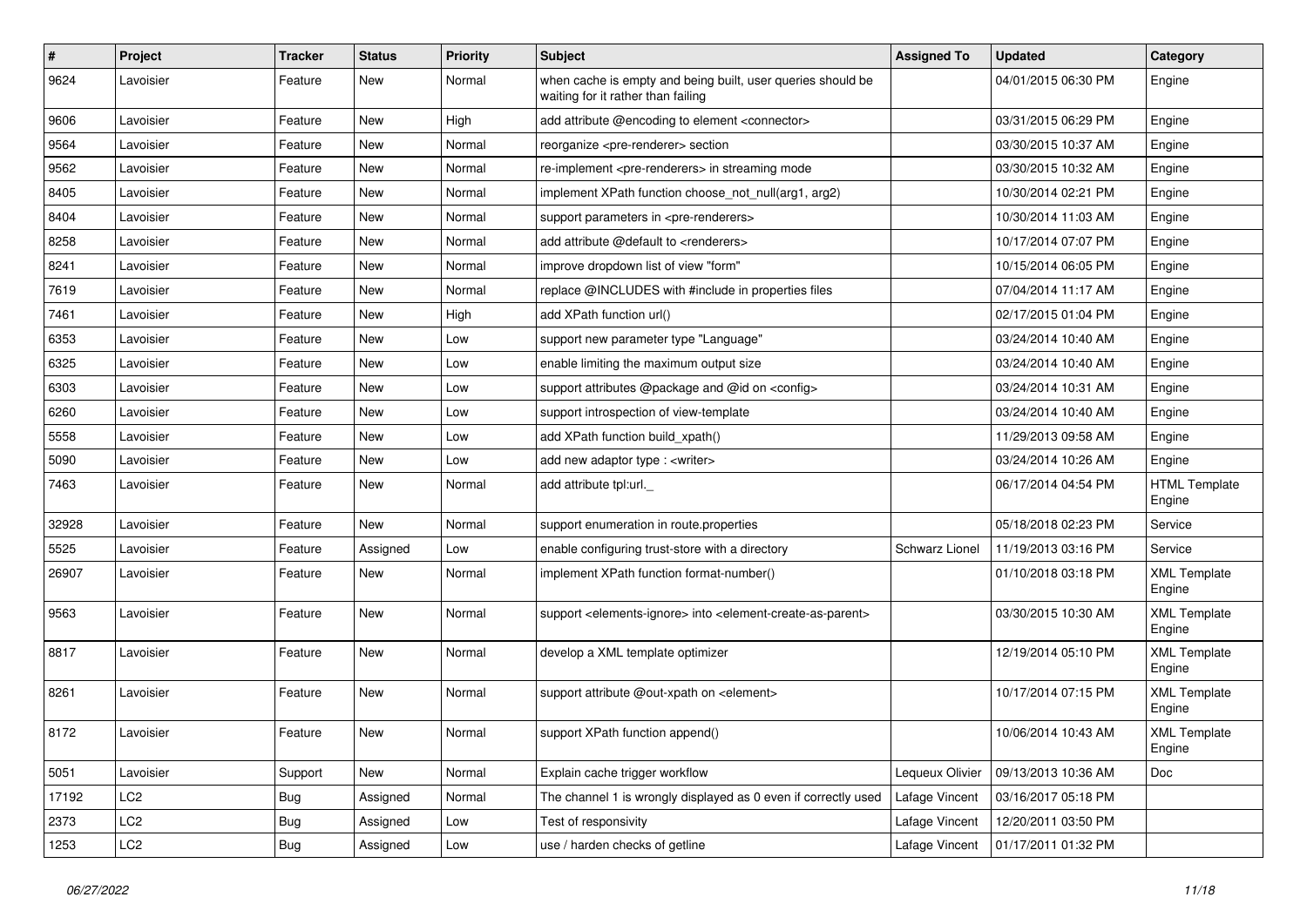| # | Project | Tracker | Status | Priority | Subject | Assigned To | Updated | Category |
|---|---|---|---|---|---|---|---|---|
| 9624 | Lavoisier | Feature | New | Normal | when cache is empty and being built, user queries should be waiting for it rather than failing | | 04/01/2015 06:30 PM | Engine |
| 9606 | Lavoisier | Feature | New | High | add attribute @encoding to element <connector> | | 03/31/2015 06:29 PM | Engine |
| 9564 | Lavoisier | Feature | New | Normal | reorganize <pre-renderer> section | | 03/30/2015 10:37 AM | Engine |
| 9562 | Lavoisier | Feature | New | Normal | re-implement <pre-renderers> in streaming mode | | 03/30/2015 10:32 AM | Engine |
| 8405 | Lavoisier | Feature | New | Normal | implement XPath function choose_not_null(arg1, arg2) | | 10/30/2014 02:21 PM | Engine |
| 8404 | Lavoisier | Feature | New | Normal | support parameters in <pre-renderers> | | 10/30/2014 11:03 AM | Engine |
| 8258 | Lavoisier | Feature | New | Normal | add attribute @default to <renderers> | | 10/17/2014 07:07 PM | Engine |
| 8241 | Lavoisier | Feature | New | Normal | improve dropdown list of view "form" | | 10/15/2014 06:05 PM | Engine |
| 7619 | Lavoisier | Feature | New | Normal | replace @INCLUDES with #include in properties files | | 07/04/2014 11:17 AM | Engine |
| 7461 | Lavoisier | Feature | New | High | add XPath function url() | | 02/17/2015 01:04 PM | Engine |
| 6353 | Lavoisier | Feature | New | Low | support new parameter type "Language" | | 03/24/2014 10:40 AM | Engine |
| 6325 | Lavoisier | Feature | New | Low | enable limiting the maximum output size | | 03/24/2014 10:40 AM | Engine |
| 6303 | Lavoisier | Feature | New | Low | support attributes @package and @id on <config> | | 03/24/2014 10:31 AM | Engine |
| 6260 | Lavoisier | Feature | New | Low | support introspection of view-template | | 03/24/2014 10:40 AM | Engine |
| 5558 | Lavoisier | Feature | New | Low | add XPath function build_xpath() | | 11/29/2013 09:58 AM | Engine |
| 5090 | Lavoisier | Feature | New | Low | add new adaptor type : <writer> | | 03/24/2014 10:26 AM | Engine |
| 7463 | Lavoisier | Feature | New | Normal | add attribute tpl:url._ | | 06/17/2014 04:54 PM | HTML Template Engine |
| 32928 | Lavoisier | Feature | New | Normal | support enumeration in route.properties | | 05/18/2018 02:23 PM | Service |
| 5525 | Lavoisier | Feature | Assigned | Low | enable configuring trust-store with a directory | Schwarz Lionel | 11/19/2013 03:16 PM | Service |
| 26907 | Lavoisier | Feature | New | Normal | implement XPath function format-number() | | 01/10/2018 03:18 PM | XML Template Engine |
| 9563 | Lavoisier | Feature | New | Normal | support <elements-ignore> into <element-create-as-parent> | | 03/30/2015 10:30 AM | XML Template Engine |
| 8817 | Lavoisier | Feature | New | Normal | develop a XML template optimizer | | 12/19/2014 05:10 PM | XML Template Engine |
| 8261 | Lavoisier | Feature | New | Normal | support attribute @out-xpath on <element> | | 10/17/2014 07:15 PM | XML Template Engine |
| 8172 | Lavoisier | Feature | New | Normal | support XPath function append() | | 10/06/2014 10:43 AM | XML Template Engine |
| 5051 | Lavoisier | Support | New | Normal | Explain cache trigger workflow | Lequeux Olivier | 09/13/2013 10:36 AM | Doc |
| 17192 | LC2 | Bug | Assigned | Normal | The channel 1 is wrongly displayed as 0 even if correctly used | Lafage Vincent | 03/16/2017 05:18 PM | |
| 2373 | LC2 | Bug | Assigned | Low | Test of responsivity | Lafage Vincent | 12/20/2011 03:50 PM | |
| 1253 | LC2 | Bug | Assigned | Low | use / harden checks of getline | Lafage Vincent | 01/17/2011 01:32 PM | |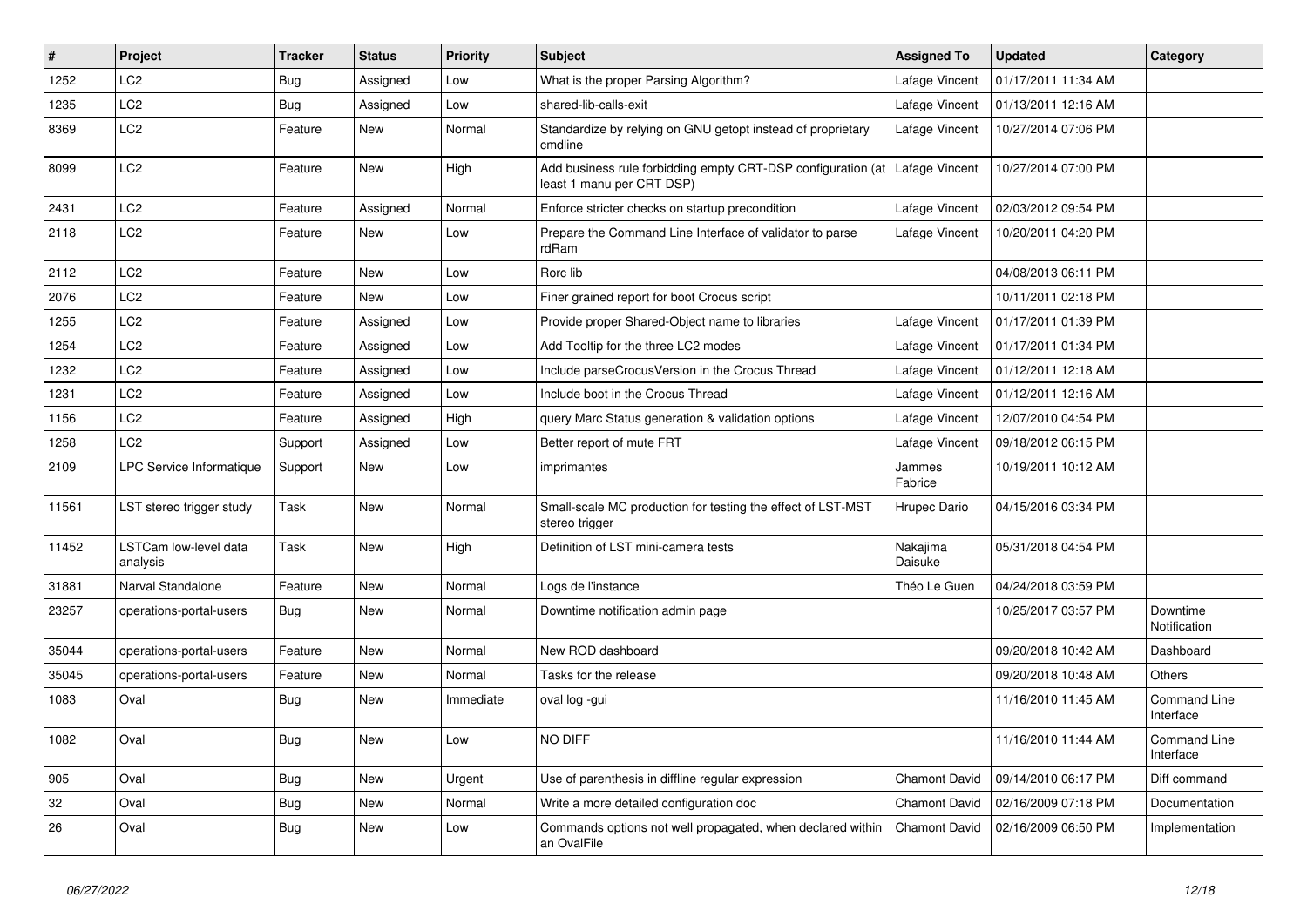| # | Project | Tracker | Status | Priority | Subject | Assigned To | Updated | Category |
|---|---|---|---|---|---|---|---|---|
| 1252 | LC2 | Bug | Assigned | Low | What is the proper Parsing Algorithm? | Lafage Vincent | 01/17/2011 11:34 AM | |
| 1235 | LC2 | Bug | Assigned | Low | shared-lib-calls-exit | Lafage Vincent | 01/13/2011 12:16 AM | |
| 8369 | LC2 | Feature | New | Normal | Standardize by relying on GNU getopt instead of proprietary cmdline | Lafage Vincent | 10/27/2014 07:06 PM | |
| 8099 | LC2 | Feature | New | High | Add business rule forbidding empty CRT-DSP configuration (at least 1 manu per CRT DSP) | Lafage Vincent | 10/27/2014 07:00 PM | |
| 2431 | LC2 | Feature | Assigned | Normal | Enforce stricter checks on startup precondition | Lafage Vincent | 02/03/2012 09:54 PM | |
| 2118 | LC2 | Feature | New | Low | Prepare the Command Line Interface of validator to parse rdRam | Lafage Vincent | 10/20/2011 04:20 PM | |
| 2112 | LC2 | Feature | New | Low | Rorc lib | | 04/08/2013 06:11 PM | |
| 2076 | LC2 | Feature | New | Low | Finer grained report for boot Crocus script | | 10/11/2011 02:18 PM | |
| 1255 | LC2 | Feature | Assigned | Low | Provide proper Shared-Object name to libraries | Lafage Vincent | 01/17/2011 01:39 PM | |
| 1254 | LC2 | Feature | Assigned | Low | Add Tooltip for the three LC2 modes | Lafage Vincent | 01/17/2011 01:34 PM | |
| 1232 | LC2 | Feature | Assigned | Low | Include parseCrocusVersion in the Crocus Thread | Lafage Vincent | 01/12/2011 12:18 AM | |
| 1231 | LC2 | Feature | Assigned | Low | Include boot in the Crocus Thread | Lafage Vincent | 01/12/2011 12:16 AM | |
| 1156 | LC2 | Feature | Assigned | High | query Marc Status generation & validation options | Lafage Vincent | 12/07/2010 04:54 PM | |
| 1258 | LC2 | Support | Assigned | Low | Better report of mute FRT | Lafage Vincent | 09/18/2012 06:15 PM | |
| 2109 | LPC Service Informatique | Support | New | Low | imprimantes | Jammes Fabrice | 10/19/2011 10:12 AM | |
| 11561 | LST stereo trigger study | Task | New | Normal | Small-scale MC production for testing the effect of LST-MST stereo trigger | Hrupec Dario | 04/15/2016 03:34 PM | |
| 11452 | LSTCam low-level data analysis | Task | New | High | Definition of LST mini-camera tests | Nakajima Daisuke | 05/31/2018 04:54 PM | |
| 31881 | Narval Standalone | Feature | New | Normal | Logs de l'instance | Théo Le Guen | 04/24/2018 03:59 PM | |
| 23257 | operations-portal-users | Bug | New | Normal | Downtime notification admin page | | 10/25/2017 03:57 PM | Downtime Notification |
| 35044 | operations-portal-users | Feature | New | Normal | New ROD dashboard | | 09/20/2018 10:42 AM | Dashboard |
| 35045 | operations-portal-users | Feature | New | Normal | Tasks for the release | | 09/20/2018 10:48 AM | Others |
| 1083 | Oval | Bug | New | Immediate | oval log -gui | | 11/16/2010 11:45 AM | Command Line Interface |
| 1082 | Oval | Bug | New | Low | NO DIFF | | 11/16/2010 11:44 AM | Command Line Interface |
| 905 | Oval | Bug | New | Urgent | Use of parenthesis in diffline regular expression | Chamont David | 09/14/2010 06:17 PM | Diff command |
| 32 | Oval | Bug | New | Normal | Write a more detailed configuration doc | Chamont David | 02/16/2009 07:18 PM | Documentation |
| 26 | Oval | Bug | New | Low | Commands options not well propagated, when declared within an OvalFile | Chamont David | 02/16/2009 06:50 PM | Implementation |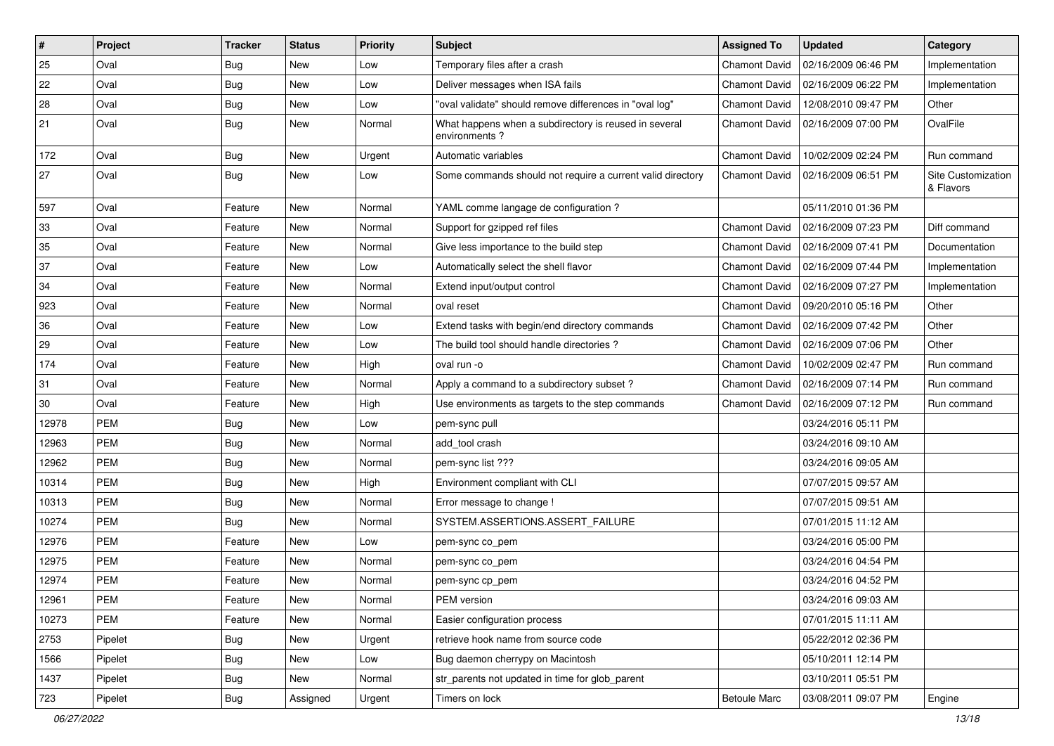| # | Project | Tracker | Status | Priority | Subject | Assigned To | Updated | Category |
|---|---|---|---|---|---|---|---|---|
| 25 | Oval | Bug | New | Low | Temporary files after a crash | Chamont David | 02/16/2009 06:46 PM | Implementation |
| 22 | Oval | Bug | New | Low | Deliver messages when ISA fails | Chamont David | 02/16/2009 06:22 PM | Implementation |
| 28 | Oval | Bug | New | Low | "oval validate" should remove differences in "oval log" | Chamont David | 12/08/2010 09:47 PM | Other |
| 21 | Oval | Bug | New | Normal | What happens when a subdirectory is reused in several environments ? | Chamont David | 02/16/2009 07:00 PM | OvalFile |
| 172 | Oval | Bug | New | Urgent | Automatic variables | Chamont David | 10/02/2009 02:24 PM | Run command |
| 27 | Oval | Bug | New | Low | Some commands should not require a current valid directory | Chamont David | 02/16/2009 06:51 PM | Site Customization & Flavors |
| 597 | Oval | Feature | New | Normal | YAML comme langage de configuration ? | | 05/11/2010 01:36 PM | |
| 33 | Oval | Feature | New | Normal | Support for gzipped ref files | Chamont David | 02/16/2009 07:23 PM | Diff command |
| 35 | Oval | Feature | New | Normal | Give less importance to the build step | Chamont David | 02/16/2009 07:41 PM | Documentation |
| 37 | Oval | Feature | New | Low | Automatically select the shell flavor | Chamont David | 02/16/2009 07:44 PM | Implementation |
| 34 | Oval | Feature | New | Normal | Extend input/output control | Chamont David | 02/16/2009 07:27 PM | Implementation |
| 923 | Oval | Feature | New | Normal | oval reset | Chamont David | 09/20/2010 05:16 PM | Other |
| 36 | Oval | Feature | New | Low | Extend tasks with begin/end directory commands | Chamont David | 02/16/2009 07:42 PM | Other |
| 29 | Oval | Feature | New | Low | The build tool should handle directories ? | Chamont David | 02/16/2009 07:06 PM | Other |
| 174 | Oval | Feature | New | High | oval run -o | Chamont David | 10/02/2009 02:47 PM | Run command |
| 31 | Oval | Feature | New | Normal | Apply a command to a subdirectory subset ? | Chamont David | 02/16/2009 07:14 PM | Run command |
| 30 | Oval | Feature | New | High | Use environments as targets to the step commands | Chamont David | 02/16/2009 07:12 PM | Run command |
| 12978 | PEM | Bug | New | Low | pem-sync pull | | 03/24/2016 05:11 PM | |
| 12963 | PEM | Bug | New | Normal | add_tool crash | | 03/24/2016 09:10 AM | |
| 12962 | PEM | Bug | New | Normal | pem-sync list ??? | | 03/24/2016 09:05 AM | |
| 10314 | PEM | Bug | New | High | Environment compliant with CLI | | 07/07/2015 09:57 AM | |
| 10313 | PEM | Bug | New | Normal | Error message to change ! | | 07/07/2015 09:51 AM | |
| 10274 | PEM | Bug | New | Normal | SYSTEM.ASSERTIONS.ASSERT_FAILURE | | 07/01/2015 11:12 AM | |
| 12976 | PEM | Feature | New | Low | pem-sync co_pem | | 03/24/2016 05:00 PM | |
| 12975 | PEM | Feature | New | Normal | pem-sync co_pem | | 03/24/2016 04:54 PM | |
| 12974 | PEM | Feature | New | Normal | pem-sync cp_pem | | 03/24/2016 04:52 PM | |
| 12961 | PEM | Feature | New | Normal | PEM version | | 03/24/2016 09:03 AM | |
| 10273 | PEM | Feature | New | Normal | Easier configuration process | | 07/01/2015 11:11 AM | |
| 2753 | Pipelet | Bug | New | Urgent | retrieve hook name from source code | | 05/22/2012 02:36 PM | |
| 1566 | Pipelet | Bug | New | Low | Bug daemon cherrypy on Macintosh | | 05/10/2011 12:14 PM | |
| 1437 | Pipelet | Bug | New | Normal | str_parents not updated in time for glob_parent | | 03/10/2011 05:51 PM | |
| 723 | Pipelet | Bug | Assigned | Urgent | Timers on lock | Betoule Marc | 03/08/2011 09:07 PM | Engine |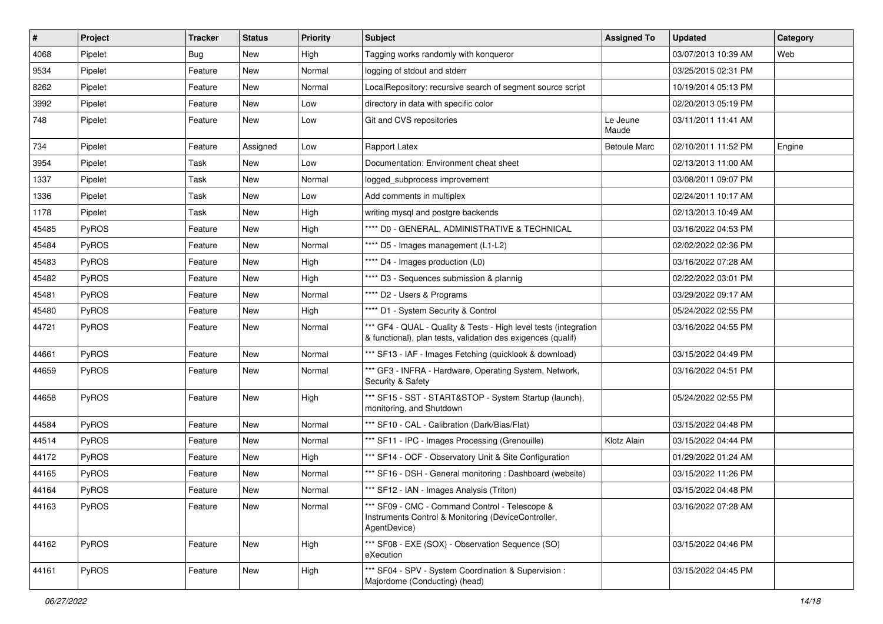| # | Project | Tracker | Status | Priority | Subject | Assigned To | Updated | Category |
|---|---|---|---|---|---|---|---|---|
| 4068 | Pipelet | Bug | New | High | Tagging works randomly with konqueror | | 03/07/2013 10:39 AM | Web |
| 9534 | Pipelet | Feature | New | Normal | logging of stdout and stderr | | 03/25/2015 02:31 PM | |
| 8262 | Pipelet | Feature | New | Normal | LocalRepository: recursive search of segment source script | | 10/19/2014 05:13 PM | |
| 3992 | Pipelet | Feature | New | Low | directory in data with specific color | | 02/20/2013 05:19 PM | |
| 748 | Pipelet | Feature | New | Low | Git and CVS repositories | Le Jeune Maude | 03/11/2011 11:41 AM | |
| 734 | Pipelet | Feature | Assigned | Low | Rapport Latex | Betoule Marc | 02/10/2011 11:52 PM | Engine |
| 3954 | Pipelet | Task | New | Low | Documentation: Environment cheat sheet | | 02/13/2013 11:00 AM | |
| 1337 | Pipelet | Task | New | Normal | logged_subprocess improvement | | 03/08/2011 09:07 PM | |
| 1336 | Pipelet | Task | New | Low | Add comments in multiplex | | 02/24/2011 10:17 AM | |
| 1178 | Pipelet | Task | New | High | writing mysql and postgre backends | | 02/13/2013 10:49 AM | |
| 45485 | PyROS | Feature | New | High | **** D0 - GENERAL, ADMINISTRATIVE & TECHNICAL | | 03/16/2022 04:53 PM | |
| 45484 | PyROS | Feature | New | Normal | **** D5 - Images management (L1-L2) | | 02/02/2022 02:36 PM | |
| 45483 | PyROS | Feature | New | High | **** D4 - Images production (L0) | | 03/16/2022 07:28 AM | |
| 45482 | PyROS | Feature | New | High | **** D3 - Sequences submission & plannig | | 02/22/2022 03:01 PM | |
| 45481 | PyROS | Feature | New | Normal | **** D2 - Users & Programs | | 03/29/2022 09:17 AM | |
| 45480 | PyROS | Feature | New | High | **** D1 - System Security & Control | | 05/24/2022 02:55 PM | |
| 44721 | PyROS | Feature | New | Normal | *** GF4 - QUAL - Quality & Tests - High level tests (integration & functional), plan tests, validation des exigences (qualif) | | 03/16/2022 04:55 PM | |
| 44661 | PyROS | Feature | New | Normal | *** SF13 - IAF - Images Fetching (quicklook & download) | | 03/15/2022 04:49 PM | |
| 44659 | PyROS | Feature | New | Normal | *** GF3 - INFRA - Hardware, Operating System, Network, Security & Safety | | 03/16/2022 04:51 PM | |
| 44658 | PyROS | Feature | New | High | *** SF15 - SST - START&STOP - System Startup (launch), monitoring, and Shutdown | | 05/24/2022 02:55 PM | |
| 44584 | PyROS | Feature | New | Normal | *** SF10 - CAL - Calibration (Dark/Bias/Flat) | | 03/15/2022 04:48 PM | |
| 44514 | PyROS | Feature | New | Normal | *** SF11 - IPC - Images Processing (Grenouille) | Klotz Alain | 03/15/2022 04:44 PM | |
| 44172 | PyROS | Feature | New | High | *** SF14 - OCF - Observatory Unit & Site Configuration | | 01/29/2022 01:24 AM | |
| 44165 | PyROS | Feature | New | Normal | *** SF16 - DSH - General monitoring : Dashboard (website) | | 03/15/2022 11:26 PM | |
| 44164 | PyROS | Feature | New | Normal | *** SF12 - IAN - Images Analysis (Triton) | | 03/15/2022 04:48 PM | |
| 44163 | PyROS | Feature | New | Normal | *** SF09 - CMC - Command Control - Telescope & Instruments Control & Monitoring (DeviceController, AgentDevice) | | 03/16/2022 07:28 AM | |
| 44162 | PyROS | Feature | New | High | *** SF08 - EXE (SOX) - Observation Sequence (SO) eXecution | | 03/15/2022 04:46 PM | |
| 44161 | PyROS | Feature | New | High | *** SF04 - SPV - System Coordination & Supervision : Majordome (Conducting) (head) | | 03/15/2022 04:45 PM | |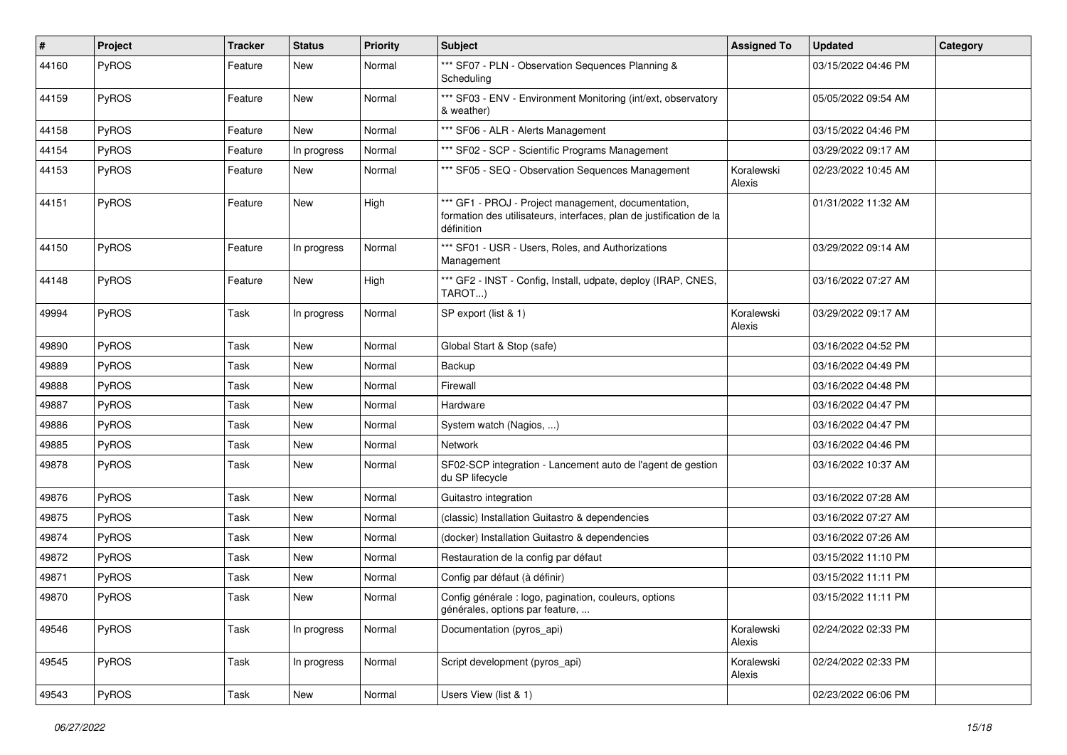| # | Project | Tracker | Status | Priority | Subject | Assigned To | Updated | Category |
|---|---|---|---|---|---|---|---|---|
| 44160 | PyROS | Feature | New | Normal | *** SF07 - PLN - Observation Sequences Planning & Scheduling | | 03/15/2022 04:46 PM | |
| 44159 | PyROS | Feature | New | Normal | *** SF03 - ENV - Environment Monitoring (int/ext, observatory & weather) | | 05/05/2022 09:54 AM | |
| 44158 | PyROS | Feature | New | Normal | *** SF06 - ALR - Alerts Management | | 03/15/2022 04:46 PM | |
| 44154 | PyROS | Feature | In progress | Normal | *** SF02 - SCP - Scientific Programs Management | | 03/29/2022 09:17 AM | |
| 44153 | PyROS | Feature | New | Normal | *** SF05 - SEQ - Observation Sequences Management | Koralewski Alexis | 02/23/2022 10:45 AM | |
| 44151 | PyROS | Feature | New | High | *** GF1 - PROJ - Project management, documentation, formation des utilisateurs, interfaces, plan de justification de la définition | | 01/31/2022 11:32 AM | |
| 44150 | PyROS | Feature | In progress | Normal | *** SF01 - USR - Users, Roles, and Authorizations Management | | 03/29/2022 09:14 AM | |
| 44148 | PyROS | Feature | New | High | *** GF2 - INST - Config, Install, udpate, deploy (IRAP, CNES, TAROT...) | | 03/16/2022 07:27 AM | |
| 49994 | PyROS | Task | In progress | Normal | SP export (list & 1) | Koralewski Alexis | 03/29/2022 09:17 AM | |
| 49890 | PyROS | Task | New | Normal | Global Start & Stop (safe) | | 03/16/2022 04:52 PM | |
| 49889 | PyROS | Task | New | Normal | Backup | | 03/16/2022 04:49 PM | |
| 49888 | PyROS | Task | New | Normal | Firewall | | 03/16/2022 04:48 PM | |
| 49887 | PyROS | Task | New | Normal | Hardware | | 03/16/2022 04:47 PM | |
| 49886 | PyROS | Task | New | Normal | System watch (Nagios, ...) | | 03/16/2022 04:47 PM | |
| 49885 | PyROS | Task | New | Normal | Network | | 03/16/2022 04:46 PM | |
| 49878 | PyROS | Task | New | Normal | SF02-SCP integration - Lancement auto de l'agent de gestion du SP lifecycle | | 03/16/2022 10:37 AM | |
| 49876 | PyROS | Task | New | Normal | Guitastro integration | | 03/16/2022 07:28 AM | |
| 49875 | PyROS | Task | New | Normal | (classic) Installation Guitastro & dependencies | | 03/16/2022 07:27 AM | |
| 49874 | PyROS | Task | New | Normal | (docker) Installation Guitastro & dependencies | | 03/16/2022 07:26 AM | |
| 49872 | PyROS | Task | New | Normal | Restauration de la config par défaut | | 03/15/2022 11:10 PM | |
| 49871 | PyROS | Task | New | Normal | Config par défaut (à définir) | | 03/15/2022 11:11 PM | |
| 49870 | PyROS | Task | New | Normal | Config générale : logo, pagination, couleurs, options générales, options par feature, ... | | 03/15/2022 11:11 PM | |
| 49546 | PyROS | Task | In progress | Normal | Documentation (pyros_api) | Koralewski Alexis | 02/24/2022 02:33 PM | |
| 49545 | PyROS | Task | In progress | Normal | Script development (pyros_api) | Koralewski Alexis | 02/24/2022 02:33 PM | |
| 49543 | PyROS | Task | New | Normal | Users View (list & 1) | | 02/23/2022 06:06 PM | |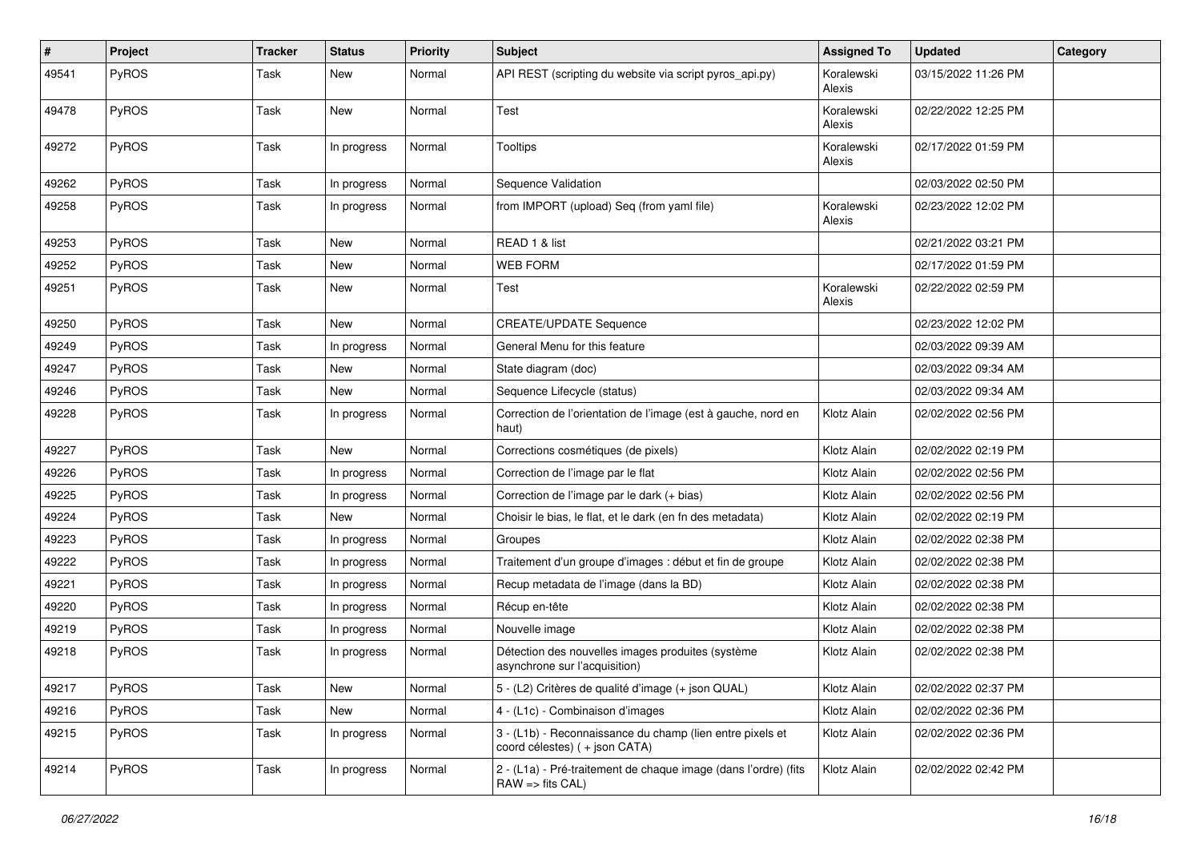| # | Project | Tracker | Status | Priority | Subject | Assigned To | Updated | Category |
|---|---|---|---|---|---|---|---|---|
| 49541 | PyROS | Task | New | Normal | API REST (scripting du website via script pyros_api.py) | Koralewski Alexis | 03/15/2022 11:26 PM | |
| 49478 | PyROS | Task | New | Normal | Test | Koralewski Alexis | 02/22/2022 12:25 PM | |
| 49272 | PyROS | Task | In progress | Normal | Tooltips | Koralewski Alexis | 02/17/2022 01:59 PM | |
| 49262 | PyROS | Task | In progress | Normal | Sequence Validation | | 02/03/2022 02:50 PM | |
| 49258 | PyROS | Task | In progress | Normal | from IMPORT (upload) Seq (from yaml file) | Koralewski Alexis | 02/23/2022 12:02 PM | |
| 49253 | PyROS | Task | New | Normal | READ 1 & list | | 02/21/2022 03:21 PM | |
| 49252 | PyROS | Task | New | Normal | WEB FORM | | 02/17/2022 01:59 PM | |
| 49251 | PyROS | Task | New | Normal | Test | Koralewski Alexis | 02/22/2022 02:59 PM | |
| 49250 | PyROS | Task | New | Normal | CREATE/UPDATE Sequence | | 02/23/2022 12:02 PM | |
| 49249 | PyROS | Task | In progress | Normal | General Menu for this feature | | 02/03/2022 09:39 AM | |
| 49247 | PyROS | Task | New | Normal | State diagram (doc) | | 02/03/2022 09:34 AM | |
| 49246 | PyROS | Task | New | Normal | Sequence Lifecycle (status) | | 02/03/2022 09:34 AM | |
| 49228 | PyROS | Task | In progress | Normal | Correction de l'orientation de l'image (est à gauche, nord en haut) | Klotz Alain | 02/02/2022 02:56 PM | |
| 49227 | PyROS | Task | New | Normal | Corrections cosmétiques (de pixels) | Klotz Alain | 02/02/2022 02:19 PM | |
| 49226 | PyROS | Task | In progress | Normal | Correction de l'image par le flat | Klotz Alain | 02/02/2022 02:56 PM | |
| 49225 | PyROS | Task | In progress | Normal | Correction de l'image par le dark (+ bias) | Klotz Alain | 02/02/2022 02:56 PM | |
| 49224 | PyROS | Task | New | Normal | Choisir le bias, le flat, et le dark (en fn des metadata) | Klotz Alain | 02/02/2022 02:19 PM | |
| 49223 | PyROS | Task | In progress | Normal | Groupes | Klotz Alain | 02/02/2022 02:38 PM | |
| 49222 | PyROS | Task | In progress | Normal | Traitement d'un groupe d'images : début et fin de groupe | Klotz Alain | 02/02/2022 02:38 PM | |
| 49221 | PyROS | Task | In progress | Normal | Recup metadata de l'image (dans la BD) | Klotz Alain | 02/02/2022 02:38 PM | |
| 49220 | PyROS | Task | In progress | Normal | Récup en-tête | Klotz Alain | 02/02/2022 02:38 PM | |
| 49219 | PyROS | Task | In progress | Normal | Nouvelle image | Klotz Alain | 02/02/2022 02:38 PM | |
| 49218 | PyROS | Task | In progress | Normal | Détection des nouvelles images produites (système asynchrone sur l'acquisition) | Klotz Alain | 02/02/2022 02:38 PM | |
| 49217 | PyROS | Task | New | Normal | 5 - (L2) Critères de qualité d'image (+ json QUAL) | Klotz Alain | 02/02/2022 02:37 PM | |
| 49216 | PyROS | Task | New | Normal | 4 - (L1c) - Combinaison d'images | Klotz Alain | 02/02/2022 02:36 PM | |
| 49215 | PyROS | Task | In progress | Normal | 3 - (L1b) - Reconnaissance du champ (lien entre pixels et coord célestes) ( + json CATA) | Klotz Alain | 02/02/2022 02:36 PM | |
| 49214 | PyROS | Task | In progress | Normal | 2 - (L1a) - Pré-traitement de chaque image (dans l'ordre) (fits RAW => fits CAL) | Klotz Alain | 02/02/2022 02:42 PM | |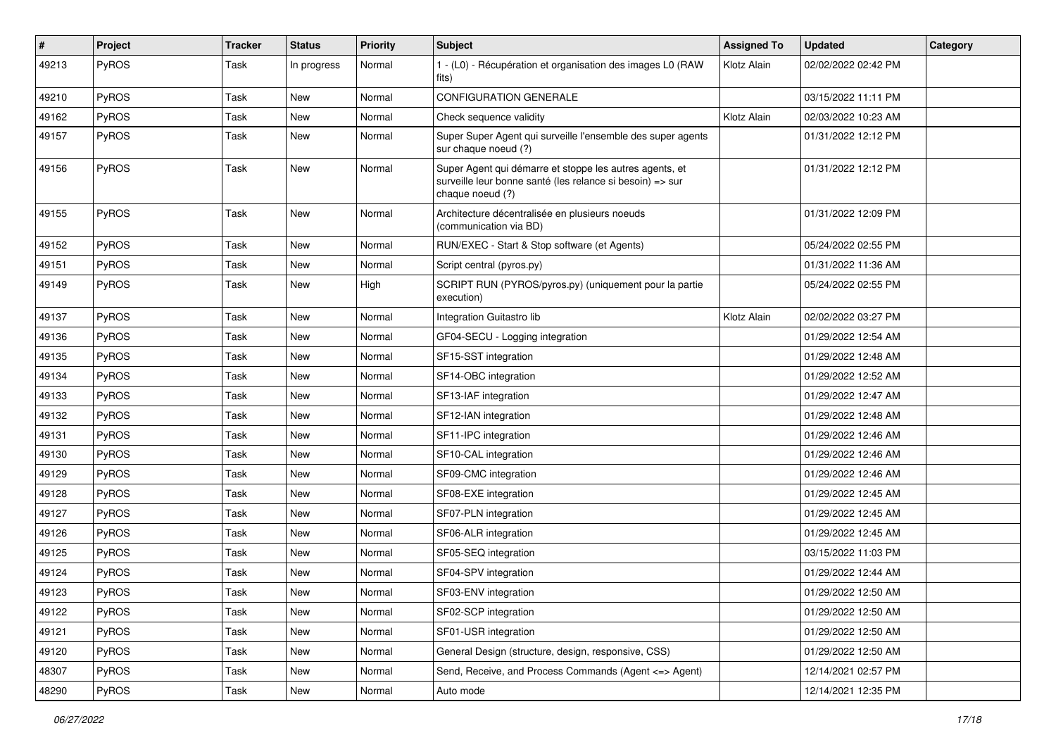| # | Project | Tracker | Status | Priority | Subject | Assigned To | Updated | Category |
|---|---|---|---|---|---|---|---|---|
| 49213 | PyROS | Task | In progress | Normal | 1 - (L0) - Récupération et organisation des images L0 (RAW fits) | Klotz Alain | 02/02/2022 02:42 PM | |
| 49210 | PyROS | Task | New | Normal | CONFIGURATION GENERALE | | 03/15/2022 11:11 PM | |
| 49162 | PyROS | Task | New | Normal | Check sequence validity | Klotz Alain | 02/03/2022 10:23 AM | |
| 49157 | PyROS | Task | New | Normal | Super Super Agent qui surveille l'ensemble des super agents sur chaque noeud (?) | | 01/31/2022 12:12 PM | |
| 49156 | PyROS | Task | New | Normal | Super Agent qui démarre et stoppe les autres agents, et surveille leur bonne santé (les relance si besoin) => sur chaque noeud (?) | | 01/31/2022 12:12 PM | |
| 49155 | PyROS | Task | New | Normal | Architecture décentralisée en plusieurs noeuds (communication via BD) | | 01/31/2022 12:09 PM | |
| 49152 | PyROS | Task | New | Normal | RUN/EXEC - Start & Stop software (et Agents) | | 05/24/2022 02:55 PM | |
| 49151 | PyROS | Task | New | Normal | Script central (pyros.py) | | 01/31/2022 11:36 AM | |
| 49149 | PyROS | Task | New | High | SCRIPT RUN (PYROS/pyros.py) (uniquement pour la partie execution) | | 05/24/2022 02:55 PM | |
| 49137 | PyROS | Task | New | Normal | Integration Guitastro lib | Klotz Alain | 02/02/2022 03:27 PM | |
| 49136 | PyROS | Task | New | Normal | GF04-SECU - Logging integration | | 01/29/2022 12:54 AM | |
| 49135 | PyROS | Task | New | Normal | SF15-SST integration | | 01/29/2022 12:48 AM | |
| 49134 | PyROS | Task | New | Normal | SF14-OBC integration | | 01/29/2022 12:52 AM | |
| 49133 | PyROS | Task | New | Normal | SF13-IAF integration | | 01/29/2022 12:47 AM | |
| 49132 | PyROS | Task | New | Normal | SF12-IAN integration | | 01/29/2022 12:48 AM | |
| 49131 | PyROS | Task | New | Normal | SF11-IPC integration | | 01/29/2022 12:46 AM | |
| 49130 | PyROS | Task | New | Normal | SF10-CAL integration | | 01/29/2022 12:46 AM | |
| 49129 | PyROS | Task | New | Normal | SF09-CMC integration | | 01/29/2022 12:46 AM | |
| 49128 | PyROS | Task | New | Normal | SF08-EXE integration | | 01/29/2022 12:45 AM | |
| 49127 | PyROS | Task | New | Normal | SF07-PLN integration | | 01/29/2022 12:45 AM | |
| 49126 | PyROS | Task | New | Normal | SF06-ALR integration | | 01/29/2022 12:45 AM | |
| 49125 | PyROS | Task | New | Normal | SF05-SEQ integration | | 03/15/2022 11:03 PM | |
| 49124 | PyROS | Task | New | Normal | SF04-SPV integration | | 01/29/2022 12:44 AM | |
| 49123 | PyROS | Task | New | Normal | SF03-ENV integration | | 01/29/2022 12:50 AM | |
| 49122 | PyROS | Task | New | Normal | SF02-SCP integration | | 01/29/2022 12:50 AM | |
| 49121 | PyROS | Task | New | Normal | SF01-USR integration | | 01/29/2022 12:50 AM | |
| 49120 | PyROS | Task | New | Normal | General Design (structure, design, responsive, CSS) | | 01/29/2022 12:50 AM | |
| 48307 | PyROS | Task | New | Normal | Send, Receive, and Process Commands (Agent <=> Agent) | | 12/14/2021 02:57 PM | |
| 48290 | PyROS | Task | New | Normal | Auto mode | | 12/14/2021 12:35 PM | |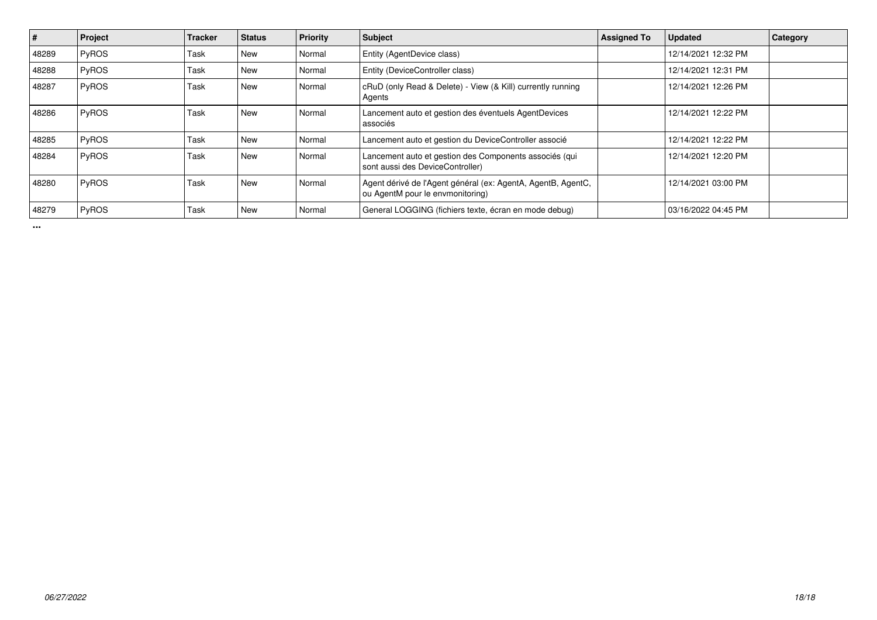| # | Project | Tracker | Status | Priority | Subject | Assigned To | Updated | Category |
|---|---|---|---|---|---|---|---|---|
| 48289 | PyROS | Task | New | Normal | Entity (AgentDevice class) | | 12/14/2021 12:32 PM | |
| 48288 | PyROS | Task | New | Normal | Entity (DeviceController class) | | 12/14/2021 12:31 PM | |
| 48287 | PyROS | Task | New | Normal | cRuD (only Read & Delete) - View (& Kill) currently running Agents | | 12/14/2021 12:26 PM | |
| 48286 | PyROS | Task | New | Normal | Lancement auto et gestion des éventuels AgentDevices associés | | 12/14/2021 12:22 PM | |
| 48285 | PyROS | Task | New | Normal | Lancement auto et gestion du DeviceController associé | | 12/14/2021 12:22 PM | |
| 48284 | PyROS | Task | New | Normal | Lancement auto et gestion des Components associés (qui sont aussi des DeviceController) | | 12/14/2021 12:20 PM | |
| 48280 | PyROS | Task | New | Normal | Agent dérivé de l'Agent général (ex: AgentA, AgentB, AgentC, ou AgentM pour le envmonitoring) | | 12/14/2021 03:00 PM | |
| 48279 | PyROS | Task | New | Normal | General LOGGING (fichiers texte, écran en mode debug) | | 03/16/2022 04:45 PM | |

...